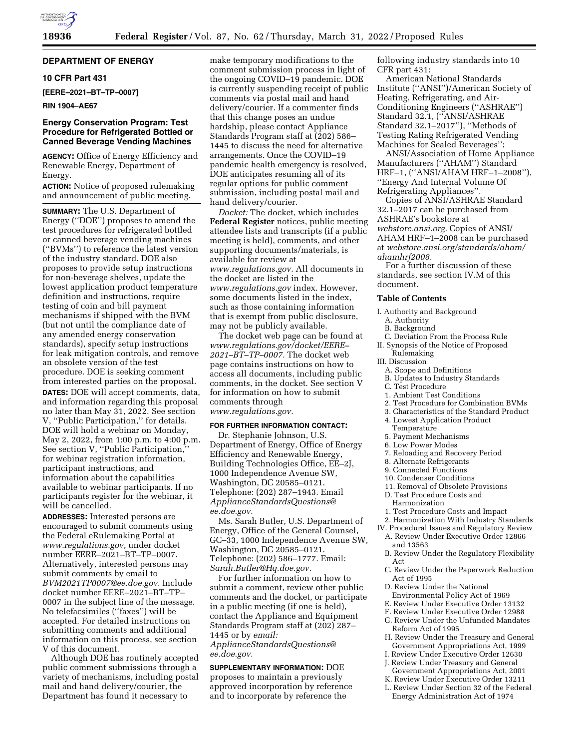# DEPARTMENT OF ENERGY

## 10 CFR Part 431

**[EERE–2021–BT–TP–0007]**

**RIN 1904–AE67**

## Energy Conservation Program: Test Procedure for Refrigerated Bottled or Canned Beverage Vending Machines

**AGENCY:** Office of Energy Efficiency and Renewable Energy, Department of Energy.

**ACTION:** Notice of proposed rulemaking and announcement of public meeting.

**SUMMARY:** The U.S. Department of Energy ("DOE") proposes to amend the test procedures for refrigerated bottled or canned beverage vending machines ("BVMs") to reference the latest version of the industry standard. DOE also proposes to provide setup instructions for non-beverage shelves, update the lowest application product temperature definition and instructions, require testing of coin and bill payment mechanisms if shipped with the BVM (but not until the compliance date of any amended energy conservation standards), specify setup instructions for leak mitigation controls, and remove an obsolete version of the test procedure. DOE is seeking comment from interested parties on the proposal.

**DATES:** DOE will accept comments, data, and information regarding this proposal no later than May 31, 2022. See section V, "Public Participation," for details. DOE will hold a webinar on Monday, May 2, 2022, from 1:00 p.m. to 4:00 p.m. See section V, "Public Participation," for webinar registration information, participant instructions, and information about the capabilities available to webinar participants. If no participants register for the webinar, it will be cancelled.

**ADDRESSES:** Interested persons are encouraged to submit comments using the Federal eRulemaking Portal at *www.regulations.gov,* under docket number EERE–2021–BT–TP–0007. Alternatively, interested persons may submit comments by email to *BVM2021TP0007@ee.doe.gov.* Include docket number EERE–2021–BT–TP–0007 in the subject line of the message. No telefacsimiles ("faxes") will be accepted. For detailed instructions on submitting comments and additional information on this process, see section V of this document.

Although DOE has routinely accepted public comment submissions through a variety of mechanisms, including postal mail and hand delivery/courier, the Department has found it necessary to make temporary modifications to the comment submission process in light of the ongoing COVID–19 pandemic. DOE is currently suspending receipt of public comments via postal mail and hand delivery/courier. If a commenter finds that this change poses an undue hardship, please contact Appliance Standards Program staff at (202) 586–1445 to discuss the need for alternative arrangements. Once the COVID–19 pandemic health emergency is resolved, DOE anticipates resuming all of its regular options for public comment submission, including postal mail and hand delivery/courier.

*Docket:* The docket, which includes **Federal Register** notices, public meeting attendee lists and transcripts (if a public meeting is held), comments, and other supporting documents/materials, is available for review at *www.regulations.gov.* All documents in the docket are listed in the *www.regulations.gov* index. However, some documents listed in the index, such as those containing information that is exempt from public disclosure, may not be publicly available.

The docket web page can be found at *www.regulations.gov/docket/EERE–2021–BT–TP–0007.* The docket web page contains instructions on how to access all documents, including public comments, in the docket. See section V for information on how to submit comments through *www.regulations.gov.*

**FOR FURTHER INFORMATION CONTACT:**

Dr. Stephanie Johnson, U.S. Department of Energy, Office of Energy Efficiency and Renewable Energy, Building Technologies Office, EE–2J, 1000 Independence Avenue SW, Washington, DC 20585–0121. Telephone: (202) 287–1943. Email *ApplianceStandardsQuestions@ee.doe.gov.*

Ms. Sarah Butler, U.S. Department of Energy, Office of the General Counsel, GC–33, 1000 Independence Avenue SW, Washington, DC 20585–0121. Telephone: (202) 586–1777. Email: *Sarah.Butler@Hq.doe.gov.*

For further information on how to submit a comment, review other public comments and the docket, or participate in a public meeting (if one is held), contact the Appliance and Equipment Standards Program staff at (202) 287–1445 or by *email: ApplianceStandardsQuestions@ee.doe.gov.*

**SUPPLEMENTARY INFORMATION:** DOE proposes to maintain a previously approved incorporation by reference and to incorporate by reference the following industry standards into 10 CFR part 431:

American National Standards Institute ("ANSI")/American Society of Heating, Refrigerating, and Air-Conditioning Engineers ("ASHRAE") Standard 32.1, ("ANSI/ASHRAE Standard 32.1–2017"), "Methods of Testing Rating Refrigerated Vending Machines for Sealed Beverages";

ANSI/Association of Home Appliance Manufacturers ("AHAM") Standard HRF–1, ("ANSI/AHAM HRF–1–2008"), "Energy And Internal Volume Of Refrigerating Appliances".

Copies of ANSI/ASHRAE Standard 32.1–2017 can be purchased from ASHRAE's bookstore at *webstore.ansi.org.* Copies of ANSI/AHAM HRF–1–2008 can be purchased at *webstore.ansi.org/standards/aham/ahamhrf2008.*

For a further discussion of these standards, see section IV.M of this document.

**Table of Contents**

- I. Authority and Background
  - A. Authority
  - B. Background
  - C. Deviation From the Process Rule
- II. Synopsis of the Notice of Proposed Rulemaking
- III. Discussion
  - A. Scope and Definitions
  - B. Updates to Industry Standards
  - C. Test Procedure
    - 1. Ambient Test Conditions
    - 2. Test Procedure for Combination BVMs
    - 3. Characteristics of the Standard Product
    - 4. Lowest Application Product Temperature
    - 5. Payment Mechanisms
    - 6. Low Power Modes
    - 7. Reloading and Recovery Period
    - 8. Alternate Refrigerants
    - 9. Connected Functions
    - 10. Condenser Conditions
    - 11. Removal of Obsolete Provisions
  - D. Test Procedure Costs and Harmonization
    - 1. Test Procedure Costs and Impact
    - 2. Harmonization With Industry Standards
- IV. Procedural Issues and Regulatory Review
  - A. Review Under Executive Order 12866 and 13563
  - B. Review Under the Regulatory Flexibility Act
  - C. Review Under the Paperwork Reduction Act of 1995
  - D. Review Under the National Environmental Policy Act of 1969
  - E. Review Under Executive Order 13132
  - F. Review Under Executive Order 12988
  - G. Review Under the Unfunded Mandates Reform Act of 1995
  - H. Review Under the Treasury and General Government Appropriations Act, 1999
  - I. Review Under Executive Order 12630
  - J. Review Under Treasury and General Government Appropriations Act, 2001
  - K. Review Under Executive Order 13211
  - L. Review Under Section 32 of the Federal Energy Administration Act of 1974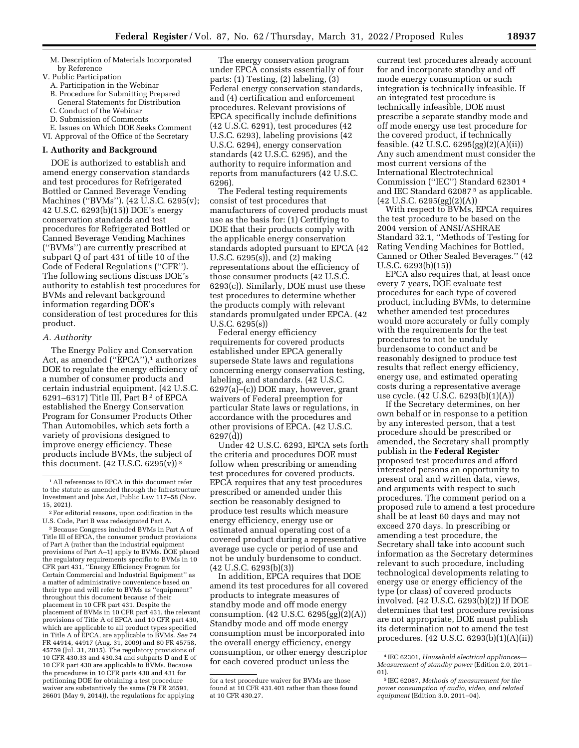M. Description of Materials Incorporated by Reference

V. Public Participation

A. Participation in the Webinar

B. Procedure for Submitting Prepared General Statements for Distribution

C. Conduct of the Webinar

D. Submission of Comments

E. Issues on Which DOE Seeks Comment

VI. Approval of the Office of the Secretary

## I. Authority and Background

DOE is authorized to establish and amend energy conservation standards and test procedures for Refrigerated Bottled or Canned Beverage Vending Machines (''BVMs''). (42 U.S.C. 6295(v); 42 U.S.C. 6293(b)(15)) DOE's energy conservation standards and test procedures for Refrigerated Bottled or Canned Beverage Vending Machines (''BVMs'') are currently prescribed at subpart Q of part 431 of title 10 of the Code of Federal Regulations (''CFR''). The following sections discuss DOE's authority to establish test procedures for BVMs and relevant background information regarding DOE's consideration of test procedures for this product.

### A. Authority

The Energy Policy and Conservation Act, as amended (''EPCA''),[1] authorizes DOE to regulate the energy efficiency of a number of consumer products and certain industrial equipment. (42 U.S.C. 6291–6317) Title III, Part B[2] of EPCA established the Energy Conservation Program for Consumer Products Other Than Automobiles, which sets forth a variety of provisions designed to improve energy efficiency. These products include BVMs, the subject of this document. (42 U.S.C. 6295(v))[3]

The energy conservation program under EPCA consists essentially of four parts: (1) Testing, (2) labeling, (3) Federal energy conservation standards, and (4) certification and enforcement procedures. Relevant provisions of EPCA specifically include definitions (42 U.S.C. 6291), test procedures (42 U.S.C. 6293), labeling provisions (42 U.S.C. 6294), energy conservation standards (42 U.S.C. 6295), and the authority to require information and reports from manufacturers (42 U.S.C. 6296).

The Federal testing requirements consist of test procedures that manufacturers of covered products must use as the basis for: (1) Certifying to DOE that their products comply with the applicable energy conservation standards adopted pursuant to EPCA (42 U.S.C. 6295(s)), and (2) making representations about the efficiency of those consumer products (42 U.S.C. 6293(c)). Similarly, DOE must use these test procedures to determine whether the products comply with relevant standards promulgated under EPCA. (42 U.S.C. 6295(s))

Federal energy efficiency requirements for covered products established under EPCA generally supersede State laws and regulations concerning energy conservation testing, labeling, and standards. (42 U.S.C. 6297(a)–(c)) DOE may, however, grant waivers of Federal preemption for particular State laws or regulations, in accordance with the procedures and other provisions of EPCA. (42 U.S.C. 6297(d))

Under 42 U.S.C. 6293, EPCA sets forth the criteria and procedures DOE must follow when prescribing or amending test procedures for covered products. EPCA requires that any test procedures prescribed or amended under this section be reasonably designed to produce test results which measure energy efficiency, energy use or estimated annual operating cost of a covered product during a representative average use cycle or period of use and not be unduly burdensome to conduct. (42 U.S.C. 6293(b)(3))

In addition, EPCA requires that DOE amend its test procedures for all covered products to integrate measures of standby mode and off mode energy consumption. (42 U.S.C. 6295(gg)(2)(A)) Standby mode and off mode energy consumption must be incorporated into the overall energy efficiency, energy consumption, or other energy descriptor for each covered product unless the current test procedures already account for and incorporate standby and off mode energy consumption or such integration is technically infeasible. If an integrated test procedure is technically infeasible, DOE must prescribe a separate standby mode and off mode energy use test procedure for the covered product, if technically feasible. (42 U.S.C. 6295(gg)(2)(A)(ii)) Any such amendment must consider the most current versions of the International Electrotechnical Commission (''IEC'') Standard 62301[4] and IEC Standard 62087[5] as applicable. (42 U.S.C. 6295(gg)(2)(A))

With respect to BVMs, EPCA requires the test procedure to be based on the 2004 version of ANSI/ASHRAE Standard 32.1, ''Methods of Testing for Rating Vending Machines for Bottled, Canned or Other Sealed Beverages.'' (42 U.S.C. 6293(b)(15))

EPCA also requires that, at least once every 7 years, DOE evaluate test procedures for each type of covered product, including BVMs, to determine whether amended test procedures would more accurately or fully comply with the requirements for the test procedures to not be unduly burdensome to conduct and be reasonably designed to produce test results that reflect energy efficiency, energy use, and estimated operating costs during a representative average use cycle. (42 U.S.C. 6293(b)(1)(A))

If the Secretary determines, on her own behalf or in response to a petition by any interested person, that a test procedure should be prescribed or amended, the Secretary shall promptly publish in the **Federal Register** proposed test procedures and afford interested persons an opportunity to present oral and written data, views, and arguments with respect to such procedures. The comment period on a proposed rule to amend a test procedure shall be at least 60 days and may not exceed 270 days. In prescribing or amending a test procedure, the Secretary shall take into account such information as the Secretary determines relevant to such procedure, including technological developments relating to energy use or energy efficiency of the type (or class) of covered products involved. (42 U.S.C. 6293(b)(2)) If DOE determines that test procedure revisions are not appropriate, DOE must publish its determination not to amend the test procedures. (42 U.S.C. 6293(b)(1)(A)(ii))

---

[1] All references to EPCA in this document refer to the statute as amended through the Infrastructure Investment and Jobs Act, Public Law 117–58 (Nov. 15, 2021).

[2] For editorial reasons, upon codification in the U.S. Code, Part B was redesignated Part A.

[3] Because Congress included BVMs in Part A of Title III of EPCA, the consumer product provisions of Part A (rather than the industrial equipment provisions of Part A–1) apply to BVMs. DOE placed the regulatory requirements specific to BVMs in 10 CFR part 431, ''Energy Efficiency Program for Certain Commercial and Industrial Equipment'' as a matter of administrative convenience based on their type and will refer to BVMs as ''equipment'' throughout this document because of their placement in 10 CFR part 431. Despite the placement of BVMs in 10 CFR part 431, the relevant provisions of Title A of EPCA and 10 CFR part 430, which are applicable to all product types specified in Title A of EPCA, are applicable to BVMs. *See* 74 FR 44914, 44917 (Aug. 31, 2009) and 80 FR 45758, 45759 (Jul. 31, 2015). The regulatory provisions of 10 CFR 430.33 and 430.34 and subparts D and E of 10 CFR part 430 are applicable to BVMs. Because the procedures in 10 CFR parts 430 and 431 for petitioning DOE for obtaining a test procedure waiver are substantively the same (79 FR 26591, 26601 (May 9, 2014)), the regulations for applying for a test procedure waiver for BVMs are those found at 10 CFR 431.401 rather than those found at 10 CFR 430.27.

[4] IEC 62301, *Household electrical appliances—Measurement of standby power* (Edition 2.0, 2011–01).

[5] IEC 62087, *Methods of measurement for the power consumption of audio, video, and related equipment* (Edition 3.0, 2011–04).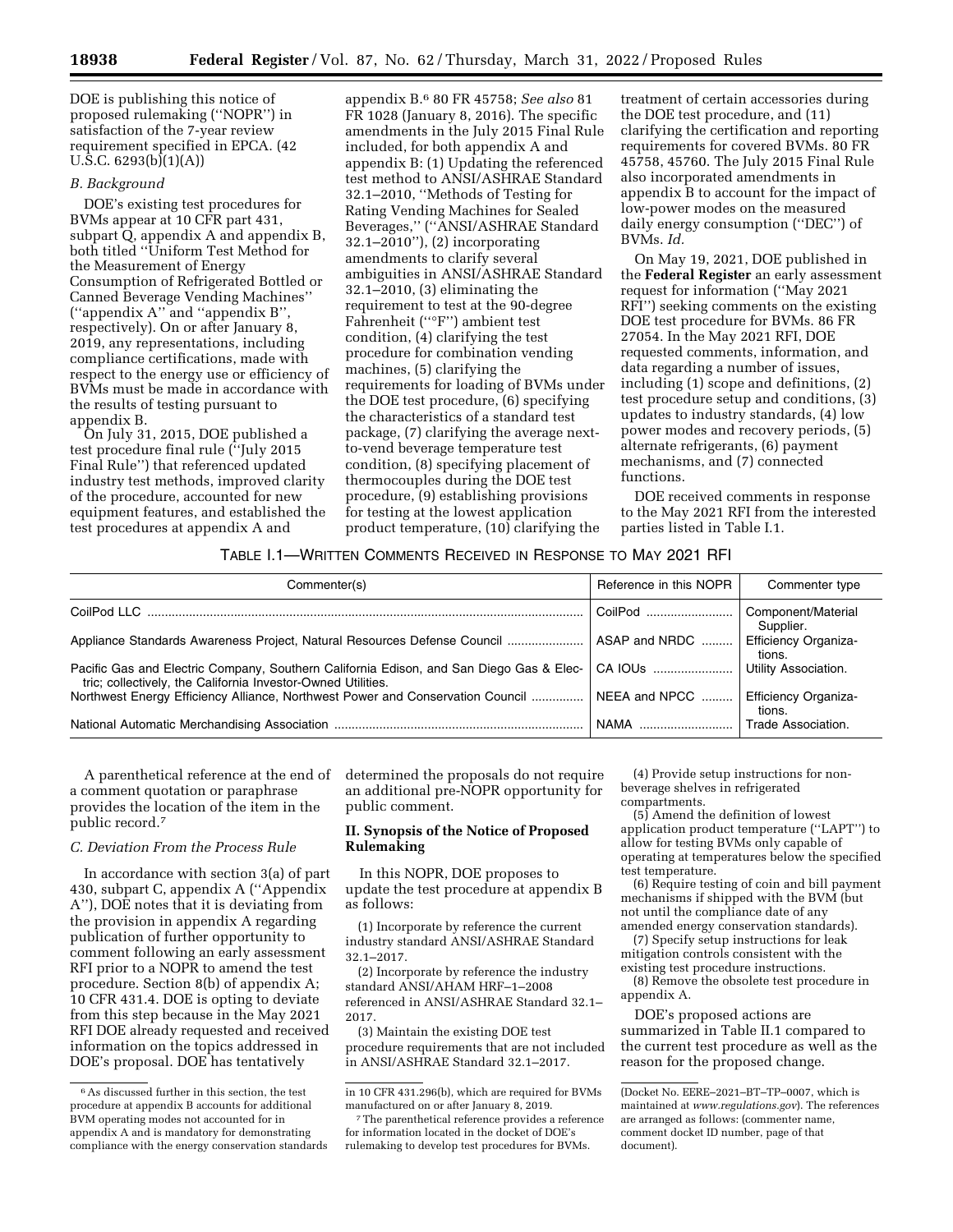DOE is publishing this notice of proposed rulemaking ("NOPR") in satisfaction of the 7-year review requirement specified in EPCA. (42 U.S.C. 6293(b)(1)(A))

### B. Background

DOE's existing test procedures for BVMs appear at 10 CFR part 431, subpart Q, appendix A and appendix B, both titled "Uniform Test Method for the Measurement of Energy Consumption of Refrigerated Bottled or Canned Beverage Vending Machines" ("appendix A" and "appendix B", respectively). On or after January 8, 2019, any representations, including compliance certifications, made with respect to the energy use or efficiency of BVMs must be made in accordance with the results of testing pursuant to appendix B.

On July 31, 2015, DOE published a test procedure final rule ("July 2015 Final Rule") that referenced updated industry test methods, improved clarity of the procedure, accounted for new equipment features, and established the test procedures at appendix A and appendix B.[6] 80 FR 45758; *See also* 81 FR 1028 (January 8, 2016). The specific amendments in the July 2015 Final Rule included, for both appendix A and appendix B: (1) Updating the referenced test method to ANSI/ASHRAE Standard 32.1–2010, "Methods of Testing for Rating Vending Machines for Sealed Beverages," ("ANSI/ASHRAE Standard 32.1–2010"), (2) incorporating amendments to clarify several ambiguities in ANSI/ASHRAE Standard 32.1–2010, (3) eliminating the requirement to test at the 90-degree Fahrenheit ("°F") ambient test condition, (4) clarifying the test procedure for combination vending machines, (5) clarifying the requirements for loading of BVMs under the DOE test procedure, (6) specifying the characteristics of a standard test package, (7) clarifying the average next-to-vend beverage temperature test condition, (8) specifying placement of thermocouples during the DOE test procedure, (9) establishing provisions for testing at the lowest application product temperature, (10) clarifying the treatment of certain accessories during the DOE test procedure, and (11) clarifying the certification and reporting requirements for covered BVMs. 80 FR 45758, 45760. The July 2015 Final Rule also incorporated amendments in appendix B to account for the impact of low-power modes on the measured daily energy consumption ("DEC") of BVMs. *Id.*

On May 19, 2021, DOE published in the **Federal Register** an early assessment request for information ("May 2021 RFI") seeking comments on the existing DOE test procedure for BVMs. 86 FR 27054. In the May 2021 RFI, DOE requested comments, information, and data regarding a number of issues, including (1) scope and definitions, (2) test procedure setup and conditions, (3) updates to industry standards, (4) low power modes and recovery periods, (5) alternate refrigerants, (6) payment mechanisms, and (7) connected functions.

DOE received comments in response to the May 2021 RFI from the interested parties listed in Table I.1.

TABLE I.1—WRITTEN COMMENTS RECEIVED IN RESPONSE TO MAY 2021 RFI

| Commenter(s) | Reference in this NOPR | Commenter type |
|---|---|---|
| CoilPod LLC | CoilPod | Component/Material Supplier. |
| Appliance Standards Awareness Project, Natural Resources Defense Council | ASAP and NRDC | Efficiency Organizations. |
| Pacific Gas and Electric Company, Southern California Edison, and San Diego Gas & Electric; collectively, the California Investor-Owned Utilities. | CA IOUs | Utility Association. |
| Northwest Energy Efficiency Alliance, Northwest Power and Conservation Council | NEEA and NPCC | Efficiency Organizations. |
| National Automatic Merchandising Association | NAMA | Trade Association. |

A parenthetical reference at the end of a comment quotation or paraphrase provides the location of the item in the public record.[7]

### C. Deviation From the Process Rule

In accordance with section 3(a) of part 430, subpart C, appendix A ("Appendix A"), DOE notes that it is deviating from the provision in appendix A regarding publication of further opportunity to comment following an early assessment RFI prior to a NOPR to amend the test procedure. Section 8(b) of appendix A; 10 CFR 431.4. DOE is opting to deviate from this step because in the May 2021 RFI DOE already requested and received information on the topics addressed in DOE's proposal. DOE has tentatively determined the proposals do not require an additional pre-NOPR opportunity for public comment.

## II. Synopsis of the Notice of Proposed Rulemaking

In this NOPR, DOE proposes to update the test procedure at appendix B as follows:

(1) Incorporate by reference the current industry standard ANSI/ASHRAE Standard 32.1–2017.

(2) Incorporate by reference the industry standard ANSI/AHAM HRF–1–2008 referenced in ANSI/ASHRAE Standard 32.1–2017.

(3) Maintain the existing DOE test procedure requirements that are not included in ANSI/ASHRAE Standard 32.1–2017.

(4) Provide setup instructions for non-beverage shelves in refrigerated compartments.

(5) Amend the definition of lowest application product temperature ("LAPT") to allow for testing BVMs only capable of operating at temperatures below the specified test temperature.

(6) Require testing of coin and bill payment mechanisms if shipped with the BVM (but not until the compliance date of any amended energy conservation standards).

(7) Specify setup instructions for leak mitigation controls consistent with the existing test procedure instructions.

(8) Remove the obsolete test procedure in appendix A.

DOE's proposed actions are summarized in Table II.1 compared to the current test procedure as well as the reason for the proposed change.

[6] As discussed further in this section, the test procedure at appendix B accounts for additional BVM operating modes not accounted for in appendix A and is mandatory for demonstrating compliance with the energy conservation standards in 10 CFR 431.296(b), which are required for BVMs manufactured on or after January 8, 2019.

[7] The parenthetical reference provides a reference for information located in the docket of DOE's rulemaking to develop test procedures for BVMs. (Docket No. EERE–2021–BT–TP–0007, which is maintained at *www.regulations.gov*). The references are arranged as follows: (commenter name, comment docket ID number, page of that document).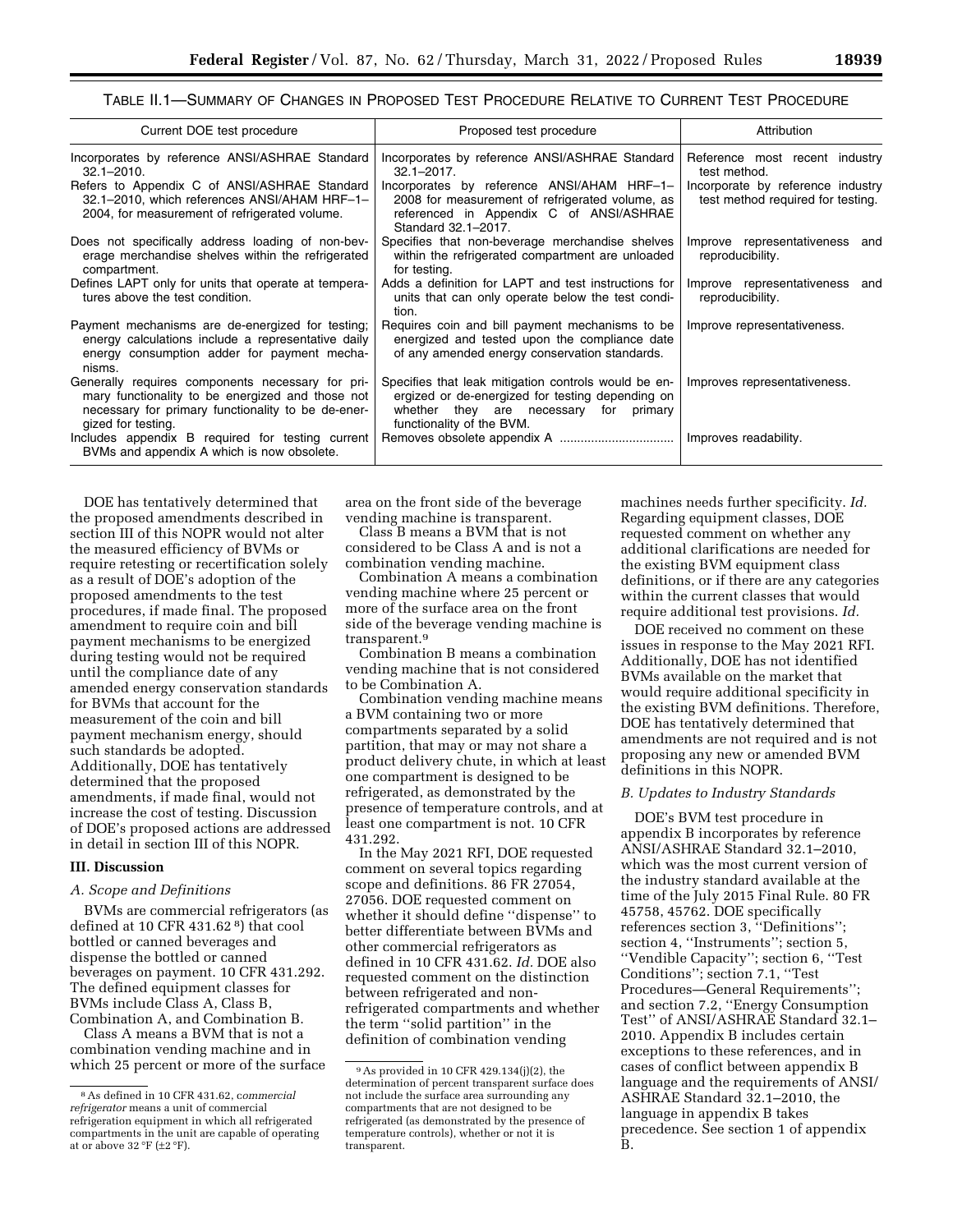TABLE II.1—SUMMARY OF CHANGES IN PROPOSED TEST PROCEDURE RELATIVE TO CURRENT TEST PROCEDURE

| Current DOE test procedure | Proposed test procedure | Attribution |
| --- | --- | --- |
| Incorporates by reference ANSI/ASHRAE Standard 32.1–2010. | Incorporates by reference ANSI/ASHRAE Standard 32.1–2017. | Reference most recent industry test method. |
| Refers to Appendix C of ANSI/ASHRAE Standard 32.1–2010, which references ANSI/AHAM HRF–1–2004, for measurement of refrigerated volume. | Incorporates by reference ANSI/AHAM HRF–1–2008 for measurement of refrigerated volume, as referenced in Appendix C of ANSI/ASHRAE Standard 32.1–2017. | Incorporate by reference industry test method required for testing. |
| Does not specifically address loading of non-beverage merchandise shelves within the refrigerated compartment. | Specifies that non-beverage merchandise shelves within the refrigerated compartment are unloaded for testing. | Improve representativeness and reproducibility. |
| Defines LAPT only for units that operate at temperatures above the test condition. | Adds a definition for LAPT and test instructions for units that can only operate below the test condition. | Improve representativeness and reproducibility. |
| Payment mechanisms are de-energized for testing; energy calculations include a representative daily energy consumption adder for payment mechanisms. | Requires coin and bill payment mechanisms to be energized and tested upon the compliance date of any amended energy conservation standards. | Improve representativeness. |
| Generally requires components necessary for primary functionality to be energized and those not necessary for primary functionality to be de-energized for testing. | Specifies that leak mitigation controls would be energized or de-energized for testing depending on whether they are necessary for primary functionality of the BVM. | Improves representativeness. |
| Includes appendix B required for testing current BVMs and appendix A which is now obsolete. | Removes obsolete appendix A | Improves readability. |

DOE has tentatively determined that the proposed amendments described in section III of this NOPR would not alter the measured efficiency of BVMs or require retesting or recertification solely as a result of DOE's adoption of the proposed amendments to the test procedures, if made final. The proposed amendment to require coin and bill payment mechanisms to be energized during testing would not be required until the compliance date of any amended energy conservation standards for BVMs that account for the measurement of the coin and bill payment mechanism energy, should such standards be adopted. Additionally, DOE has tentatively determined that the proposed amendments, if made final, would not increase the cost of testing. Discussion of DOE's proposed actions are addressed in detail in section III of this NOPR.

## III. Discussion

### A. Scope and Definitions

BVMs are commercial refrigerators (as defined at 10 CFR 431.62 [8]) that cool bottled or canned beverages and dispense the bottled or canned beverages on payment. 10 CFR 431.292. The defined equipment classes for BVMs include Class A, Class B, Combination A, and Combination B.

Class A means a BVM that is not a combination vending machine and in which 25 percent or more of the surface area on the front side of the beverage vending machine is transparent.

Class B means a BVM that is not considered to be Class A and is not a combination vending machine.

Combination A means a combination vending machine where 25 percent or more of the surface area on the front side of the beverage vending machine is transparent.[9]

Combination B means a combination vending machine that is not considered to be Combination A.

Combination vending machine means a BVM containing two or more compartments separated by a solid partition, that may or may not share a product delivery chute, in which at least one compartment is designed to be refrigerated, as demonstrated by the presence of temperature controls, and at least one compartment is not. 10 CFR 431.292.

In the May 2021 RFI, DOE requested comment on several topics regarding scope and definitions. 86 FR 27054, 27056. DOE requested comment on whether it should define ''dispense'' to better differentiate between BVMs and other commercial refrigerators as defined in 10 CFR 431.62. *Id.* DOE also requested comment on the distinction between refrigerated and non-refrigerated compartments and whether the term ''solid partition'' in the definition of combination vending machines needs further specificity. *Id.* Regarding equipment classes, DOE requested comment on whether any additional clarifications are needed for the existing BVM equipment class definitions, or if there are any categories within the current classes that would require additional test provisions. *Id.*

DOE received no comment on these issues in response to the May 2021 RFI. Additionally, DOE has not identified BVMs available on the market that would require additional specificity in the existing BVM definitions. Therefore, DOE has tentatively determined that amendments are not required and is not proposing any new or amended BVM definitions in this NOPR.

### B. Updates to Industry Standards

DOE's BVM test procedure in appendix B incorporates by reference ANSI/ASHRAE Standard 32.1–2010, which was the most current version of the industry standard available at the time of the July 2015 Final Rule. 80 FR 45758, 45762. DOE specifically references section 3, ''Definitions''; section 4, ''Instruments''; section 5, ''Vendible Capacity''; section 6, ''Test Conditions''; section 7.1, ''Test Procedures—General Requirements''; and section 7.2, ''Energy Consumption Test'' of ANSI/ASHRAE Standard 32.1–2010. Appendix B includes certain exceptions to these references, and in cases of conflict between appendix B language and the requirements of ANSI/ASHRAE Standard 32.1–2010, the language in appendix B takes precedence. See section 1 of appendix B.

[8] As defined in 10 CFR 431.62, *commercial refrigerator* means a unit of commercial refrigeration equipment in which all refrigerated compartments in the unit are capable of operating at or above 32 °F (±2 °F).

[9] As provided in 10 CFR 429.134(j)(2), the determination of percent transparent surface does not include the surface area surrounding any compartments that are not designed to be refrigerated (as demonstrated by the presence of temperature controls), whether or not it is transparent.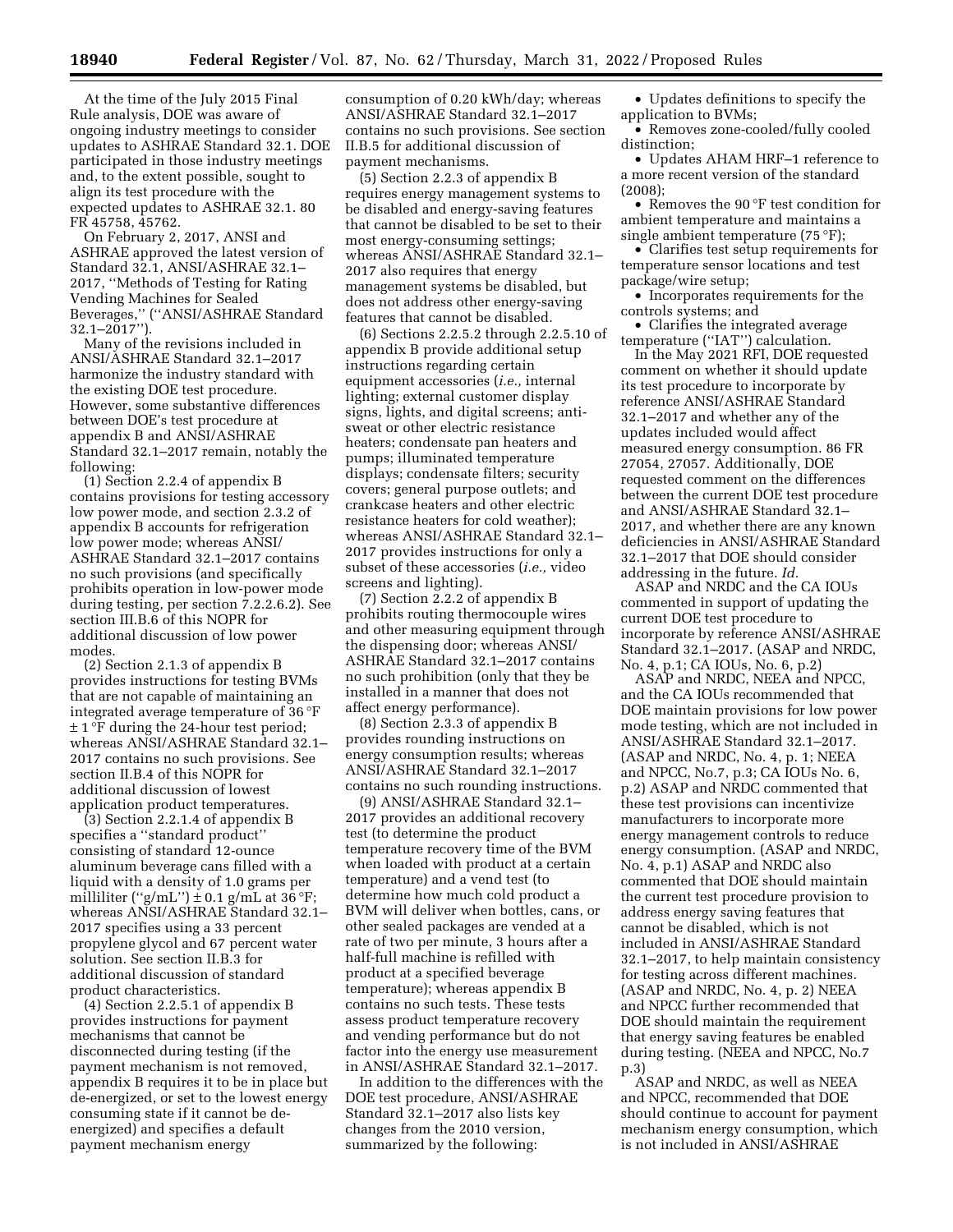At the time of the July 2015 Final Rule analysis, DOE was aware of ongoing industry meetings to consider updates to ASHRAE Standard 32.1. DOE participated in those industry meetings and, to the extent possible, sought to align its test procedure with the expected updates to ASHRAE 32.1. 80 FR 45758, 45762.

On February 2, 2017, ANSI and ASHRAE approved the latest version of Standard 32.1, ANSI/ASHRAE 32.1–2017, ''Methods of Testing for Rating Vending Machines for Sealed Beverages,'' (''ANSI/ASHRAE Standard 32.1–2017'').

Many of the revisions included in ANSI/ASHRAE Standard 32.1–2017 harmonize the industry standard with the existing DOE test procedure. However, some substantive differences between DOE's test procedure at appendix B and ANSI/ASHRAE Standard 32.1–2017 remain, notably the following:

(1) Section 2.2.4 of appendix B contains provisions for testing accessory low power mode, and section 2.3.2 of appendix B accounts for refrigeration low power mode; whereas ANSI/ASHRAE Standard 32.1–2017 contains no such provisions (and specifically prohibits operation in low-power mode during testing, per section 7.2.2.6.2). See section III.B.6 of this NOPR for additional discussion of low power modes.

(2) Section 2.1.3 of appendix B provides instructions for testing BVMs that are not capable of maintaining an integrated average temperature of 36 °F ± 1 °F during the 24-hour test period; whereas ANSI/ASHRAE Standard 32.1–2017 contains no such provisions. See section II.B.4 of this NOPR for additional discussion of lowest application product temperatures.

(3) Section 2.2.1.4 of appendix B specifies a ''standard product'' consisting of standard 12-ounce aluminum beverage cans filled with a liquid with a density of 1.0 grams per milliliter (''g/mL'') ± 0.1 g/mL at 36 °F; whereas ANSI/ASHRAE Standard 32.1–2017 specifies using a 33 percent propylene glycol and 67 percent water solution. See section II.B.3 for additional discussion of standard product characteristics.

(4) Section 2.2.5.1 of appendix B provides instructions for payment mechanisms that cannot be disconnected during testing (if the payment mechanism is not removed, appendix B requires it to be in place but de-energized, or set to the lowest energy consuming state if it cannot be de-energized) and specifies a default payment mechanism energy consumption of 0.20 kWh/day; whereas ANSI/ASHRAE Standard 32.1–2017 contains no such provisions. See section II.B.5 for additional discussion of payment mechanisms.

(5) Section 2.2.3 of appendix B requires energy management systems to be disabled and energy-saving features that cannot be disabled to be set to their most energy-consuming settings; whereas ANSI/ASHRAE Standard 32.1–2017 also requires that energy management systems be disabled, but does not address other energy-saving features that cannot be disabled.

(6) Sections 2.2.5.2 through 2.2.5.10 of appendix B provide additional setup instructions regarding certain equipment accessories (*i.e.,* internal lighting; external customer display signs, lights, and digital screens; anti-sweat or other electric resistance heaters; condensate pan heaters and pumps; illuminated temperature displays; condensate filters; security covers; general purpose outlets; and crankcase heaters and other electric resistance heaters for cold weather); whereas ANSI/ASHRAE Standard 32.1–2017 provides instructions for only a subset of these accessories (*i.e.,* video screens and lighting).

(7) Section 2.2.2 of appendix B prohibits routing thermocouple wires and other measuring equipment through the dispensing door; whereas ANSI/ASHRAE Standard 32.1–2017 contains no such prohibition (only that they be installed in a manner that does not affect energy performance).

(8) Section 2.3.3 of appendix B provides rounding instructions on energy consumption results; whereas ANSI/ASHRAE Standard 32.1–2017 contains no such rounding instructions.

(9) ANSI/ASHRAE Standard 32.1–2017 provides an additional recovery test (to determine the product temperature recovery time of the BVM when loaded with product at a certain temperature) and a vend test (to determine how much cold product a BVM will deliver when bottles, cans, or other sealed packages are vended at a rate of two per minute, 3 hours after a half-full machine is refilled with product at a specified beverage temperature); whereas appendix B contains no such tests. These tests assess product temperature recovery and vending performance but do not factor into the energy use measurement in ANSI/ASHRAE Standard 32.1–2017.

In addition to the differences with the DOE test procedure, ANSI/ASHRAE Standard 32.1–2017 also lists key changes from the 2010 version, summarized by the following:

- Updates definitions to specify the application to BVMs;
- Removes zone-cooled/fully cooled distinction;
- Updates AHAM HRF–1 reference to a more recent version of the standard (2008);
- Removes the 90 °F test condition for ambient temperature and maintains a single ambient temperature (75 °F);
- Clarifies test setup requirements for temperature sensor locations and test package/wire setup;
- Incorporates requirements for the controls systems; and
- Clarifies the integrated average temperature (''IAT'') calculation.

In the May 2021 RFI, DOE requested comment on whether it should update its test procedure to incorporate by reference ANSI/ASHRAE Standard 32.1–2017 and whether any of the updates included would affect measured energy consumption. 86 FR 27054, 27057. Additionally, DOE requested comment on the differences between the current DOE test procedure and ANSI/ASHRAE Standard 32.1–2017, and whether there are any known deficiencies in ANSI/ASHRAE Standard 32.1–2017 that DOE should consider addressing in the future. *Id.*

ASAP and NRDC and the CA IOUs commented in support of updating the current DOE test procedure to incorporate by reference ANSI/ASHRAE Standard 32.1–2017. (ASAP and NRDC, No. 4, p.1; CA IOUs, No. 6, p.2)

ASAP and NRDC, NEEA and NPCC, and the CA IOUs recommended that DOE maintain provisions for low power mode testing, which are not included in ANSI/ASHRAE Standard 32.1–2017. (ASAP and NRDC, No. 4, p. 1; NEEA and NPCC, No.7, p.3; CA IOUs No. 6, p.2) ASAP and NRDC commented that these test provisions can incentivize manufacturers to incorporate more energy management controls to reduce energy consumption. (ASAP and NRDC, No. 4, p.1) ASAP and NRDC also commented that DOE should maintain the current test procedure provision to address energy saving features that cannot be disabled, which is not included in ANSI/ASHRAE Standard 32.1–2017, to help maintain consistency for testing across different machines. (ASAP and NRDC, No. 4, p. 2) NEEA and NPCC further recommended that DOE should maintain the requirement that energy saving features be enabled during testing. (NEEA and NPCC, No.7 p.3)

ASAP and NRDC, as well as NEEA and NPCC, recommended that DOE should continue to account for payment mechanism energy consumption, which is not included in ANSI/ASHRAE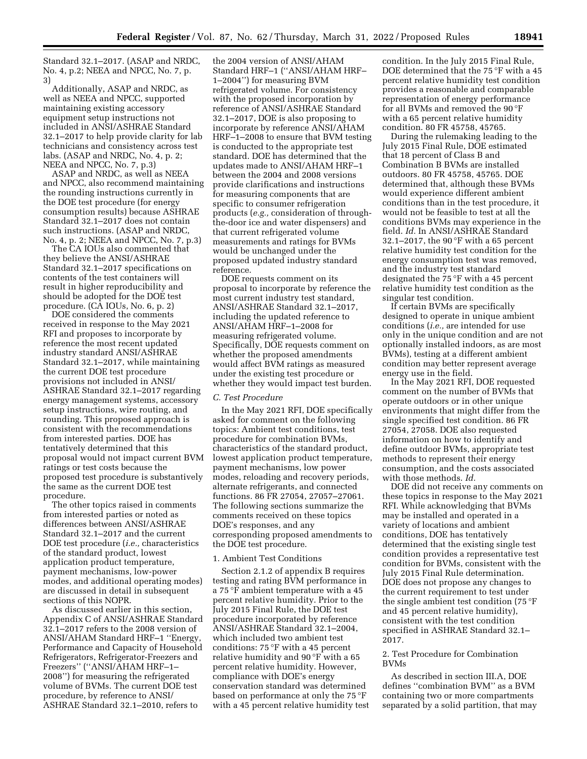Standard 32.1–2017. (ASAP and NRDC, No. 4, p.2; NEEA and NPCC, No. 7, p. 3)

Additionally, ASAP and NRDC, as well as NEEA and NPCC, supported maintaining existing accessory equipment setup instructions not included in ANSI/ASHRAE Standard 32.1–2017 to help provide clarity for lab technicians and consistency across test labs. (ASAP and NRDC, No. 4, p. 2; NEEA and NPCC, No. 7, p.3)

ASAP and NRDC, as well as NEEA and NPCC, also recommend maintaining the rounding instructions currently in the DOE test procedure (for energy consumption results) because ASHRAE Standard 32.1–2017 does not contain such instructions. (ASAP and NRDC, No. 4, p. 2; NEEA and NPCC, No. 7, p.3)

The CA IOUs also commented that they believe the ANSI/ASHRAE Standard 32.1–2017 specifications on contents of the test containers will result in higher reproducibility and should be adopted for the DOE test procedure. (CA IOUs, No. 6, p. 2)

DOE considered the comments received in response to the May 2021 RFI and proposes to incorporate by reference the most recent updated industry standard ANSI/ASHRAE Standard 32.1–2017, while maintaining the current DOE test procedure provisions not included in ANSI/ASHRAE Standard 32.1–2017 regarding energy management systems, accessory setup instructions, wire routing, and rounding. This proposed approach is consistent with the recommendations from interested parties. DOE has tentatively determined that this proposal would not impact current BVM ratings or test costs because the proposed test procedure is substantively the same as the current DOE test procedure.

The other topics raised in comments from interested parties or noted as differences between ANSI/ASHRAE Standard 32.1–2017 and the current DOE test procedure (*i.e.,* characteristics of the standard product, lowest application product temperature, payment mechanisms, low-power modes, and additional operating modes) are discussed in detail in subsequent sections of this NOPR.

As discussed earlier in this section, Appendix C of ANSI/ASHRAE Standard 32.1–2017 refers to the 2008 version of ANSI/AHAM Standard HRF–1 ''Energy, Performance and Capacity of Household Refrigerators, Refrigerator-Freezers and Freezers'' (''ANSI/AHAM HRF–1–2008'') for measuring the refrigerated volume of BVMs. The current DOE test procedure, by reference to ANSI/ASHRAE Standard 32.1–2010, refers to the 2004 version of ANSI/AHAM Standard HRF–1 (''ANSI/AHAM HRF–1–2004'') for measuring BVM refrigerated volume. For consistency with the proposed incorporation by reference of ANSI/ASHRAE Standard 32.1–2017, DOE is also proposing to incorporate by reference ANSI/AHAM HRF–1–2008 to ensure that BVM testing is conducted to the appropriate test standard. DOE has determined that the updates made to ANSI/AHAM HRF–1 between the 2004 and 2008 versions provide clarifications and instructions for measuring components that are specific to consumer refrigeration products (*e.g.,* consideration of through-the-door ice and water dispensers) and that current refrigerated volume measurements and ratings for BVMs would be unchanged under the proposed updated industry standard reference.

DOE requests comment on its proposal to incorporate by reference the most current industry test standard, ANSI/ASHRAE Standard 32.1–2017, including the updated reference to ANSI/AHAM HRF–1–2008 for measuring refrigerated volume. Specifically, DOE requests comment on whether the proposed amendments would affect BVM ratings as measured under the existing test procedure or whether they would impact test burden.

### *C. Test Procedure*

In the May 2021 RFI, DOE specifically asked for comment on the following topics: Ambient test conditions, test procedure for combination BVMs, characteristics of the standard product, lowest application product temperature, payment mechanisms, low power modes, reloading and recovery periods, alternate refrigerants, and connected functions. 86 FR 27054, 27057–27061. The following sections summarize the comments received on these topics DOE's responses, and any corresponding proposed amendments to the DOE test procedure.

#### 1. Ambient Test Conditions

Section 2.1.2 of appendix B requires testing and rating BVM performance in a 75 °F ambient temperature with a 45 percent relative humidity. Prior to the July 2015 Final Rule, the DOE test procedure incorporated by reference ANSI/ASHRAE Standard 32.1–2004, which included two ambient test conditions: 75 °F with a 45 percent relative humidity and 90 °F with a 65 percent relative humidity. However, compliance with DOE's energy conservation standard was determined based on performance at only the 75 °F with a 45 percent relative humidity test condition. In the July 2015 Final Rule, DOE determined that the 75 °F with a 45 percent relative humidity test condition provides a reasonable and comparable representation of energy performance for all BVMs and removed the 90 °F with a 65 percent relative humidity condition. 80 FR 45758, 45765.

During the rulemaking leading to the July 2015 Final Rule, DOE estimated that 18 percent of Class B and Combination B BVMs are installed outdoors. 80 FR 45758, 45765. DOE determined that, although these BVMs would experience different ambient conditions than in the test procedure, it would not be feasible to test at all the conditions BVMs may experience in the field. *Id.* In ANSI/ASHRAE Standard 32.1–2017, the 90 °F with a 65 percent relative humidity test condition for the energy consumption test was removed, and the industry test standard designated the 75 °F with a 45 percent relative humidity test condition as the singular test condition.

If certain BVMs are specifically designed to operate in unique ambient conditions (*i.e.,* are intended for use only in the unique condition and are not optionally installed indoors, as are most BVMs), testing at a different ambient condition may better represent average energy use in the field.

In the May 2021 RFI, DOE requested comment on the number of BVMs that operate outdoors or in other unique environments that might differ from the single specified test condition. 86 FR 27054, 27058. DOE also requested information on how to identify and define outdoor BVMs, appropriate test methods to represent their energy consumption, and the costs associated with those methods. *Id.*

DOE did not receive any comments on these topics in response to the May 2021 RFI. While acknowledging that BVMs may be installed and operated in a variety of locations and ambient conditions, DOE has tentatively determined that the existing single test condition provides a representative test condition for BVMs, consistent with the July 2015 Final Rule determination. DOE does not propose any changes to the current requirement to test under the single ambient test condition (75 °F and 45 percent relative humidity), consistent with the test condition specified in ASHRAE Standard 32.1–2017.

#### 2. Test Procedure for Combination BVMs

As described in section III.A, DOE defines ''combination BVM'' as a BVM containing two or more compartments separated by a solid partition, that may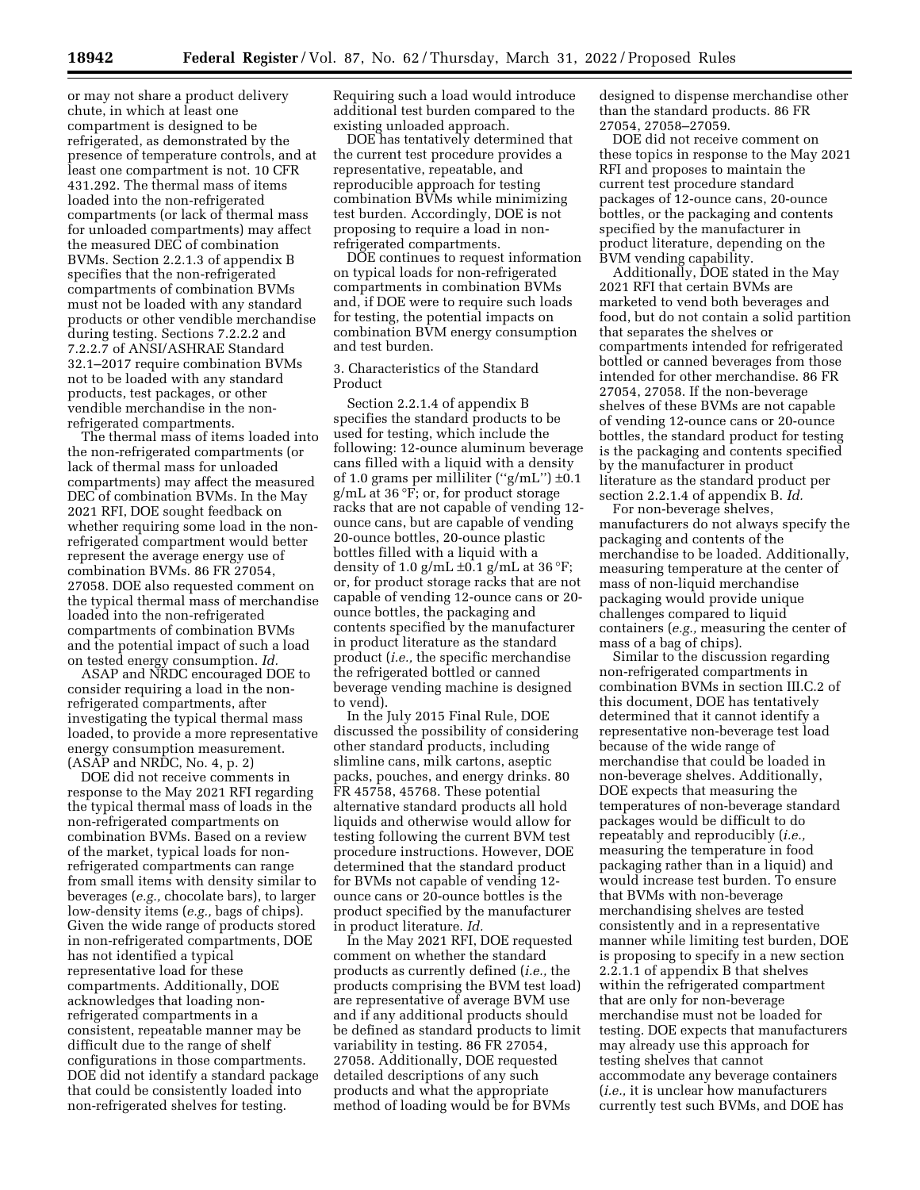or may not share a product delivery chute, in which at least one compartment is designed to be refrigerated, as demonstrated by the presence of temperature controls, and at least one compartment is not. 10 CFR 431.292. The thermal mass of items loaded into the non-refrigerated compartments (or lack of thermal mass for unloaded compartments) may affect the measured DEC of combination BVMs. Section 2.2.1.3 of appendix B specifies that the non-refrigerated compartments of combination BVMs must not be loaded with any standard products or other vendible merchandise during testing. Sections 7.2.2.2 and 7.2.2.7 of ANSI/ASHRAE Standard 32.1–2017 require combination BVMs not to be loaded with any standard products, test packages, or other vendible merchandise in the non-refrigerated compartments.

The thermal mass of items loaded into the non-refrigerated compartments (or lack of thermal mass for unloaded compartments) may affect the measured DEC of combination BVMs. In the May 2021 RFI, DOE sought feedback on whether requiring some load in the non-refrigerated compartment would better represent the average energy use of combination BVMs. 86 FR 27054, 27058. DOE also requested comment on the typical thermal mass of merchandise loaded into the non-refrigerated compartments of combination BVMs and the potential impact of such a load on tested energy consumption. *Id.*

ASAP and NRDC encouraged DOE to consider requiring a load in the non-refrigerated compartments, after investigating the typical thermal mass loaded, to provide a more representative energy consumption measurement. (ASAP and NRDC, No. 4, p. 2)

DOE did not receive comments in response to the May 2021 RFI regarding the typical thermal mass of loads in the non-refrigerated compartments on combination BVMs. Based on a review of the market, typical loads for non-refrigerated compartments can range from small items with density similar to beverages (*e.g.,* chocolate bars), to larger low-density items (*e.g.,* bags of chips). Given the wide range of products stored in non-refrigerated compartments, DOE has not identified a typical representative load for these compartments. Additionally, DOE acknowledges that loading non-refrigerated compartments in a consistent, repeatable manner may be difficult due to the range of shelf configurations in those compartments. DOE did not identify a standard package that could be consistently loaded into non-refrigerated shelves for testing. Requiring such a load would introduce additional test burden compared to the existing unloaded approach.

DOE has tentatively determined that the current test procedure provides a representative, repeatable, and reproducible approach for testing combination BVMs while minimizing test burden. Accordingly, DOE is not proposing to require a load in non-refrigerated compartments.

DOE continues to request information on typical loads for non-refrigerated compartments in combination BVMs and, if DOE were to require such loads for testing, the potential impacts on combination BVM energy consumption and test burden.

3. Characteristics of the Standard Product

Section 2.2.1.4 of appendix B specifies the standard products to be used for testing, which include the following: 12-ounce aluminum beverage cans filled with a liquid with a density of 1.0 grams per milliliter ("g/mL") ±0.1 g/mL at 36 °F; or, for product storage racks that are not capable of vending 12-ounce cans, but are capable of vending 20-ounce bottles, 20-ounce plastic bottles filled with a liquid with a density of 1.0 g/mL ±0.1 g/mL at 36 °F; or, for product storage racks that are not capable of vending 12-ounce cans or 20-ounce bottles, the packaging and contents specified by the manufacturer in product literature as the standard product (*i.e.,* the specific merchandise the refrigerated bottled or canned beverage vending machine is designed to vend).

In the July 2015 Final Rule, DOE discussed the possibility of considering other standard products, including slimline cans, milk cartons, aseptic packs, pouches, and energy drinks. 80 FR 45758, 45768. These potential alternative standard products all hold liquids and otherwise would allow for testing following the current BVM test procedure instructions. However, DOE determined that the standard product for BVMs not capable of vending 12-ounce cans or 20-ounce bottles is the product specified by the manufacturer in product literature. *Id.*

In the May 2021 RFI, DOE requested comment on whether the standard products as currently defined (*i.e.,* the products comprising the BVM test load) are representative of average BVM use and if any additional products should be defined as standard products to limit variability in testing. 86 FR 27054, 27058. Additionally, DOE requested detailed descriptions of any such products and what the appropriate method of loading would be for BVMs designed to dispense merchandise other than the standard products. 86 FR 27054, 27058–27059.

DOE did not receive comment on these topics in response to the May 2021 RFI and proposes to maintain the current test procedure standard packages of 12-ounce cans, 20-ounce bottles, or the packaging and contents specified by the manufacturer in product literature, depending on the BVM vending capability.

Additionally, DOE stated in the May 2021 RFI that certain BVMs are marketed to vend both beverages and food, but do not contain a solid partition that separates the shelves or compartments intended for refrigerated bottled or canned beverages from those intended for other merchandise. 86 FR 27054, 27058. If the non-beverage shelves of these BVMs are not capable of vending 12-ounce cans or 20-ounce bottles, the standard product for testing is the packaging and contents specified by the manufacturer in product literature as the standard product per section 2.2.1.4 of appendix B. *Id.*

For non-beverage shelves, manufacturers do not always specify the packaging and contents of the merchandise to be loaded. Additionally, measuring temperature at the center of mass of non-liquid merchandise packaging would provide unique challenges compared to liquid containers (*e.g.,* measuring the center of mass of a bag of chips).

Similar to the discussion regarding non-refrigerated compartments in combination BVMs in section III.C.2 of this document, DOE has tentatively determined that it cannot identify a representative non-beverage test load because of the wide range of merchandise that could be loaded in non-beverage shelves. Additionally, DOE expects that measuring the temperatures of non-beverage standard packages would be difficult to do repeatably and reproducibly (*i.e.,* measuring the temperature in food packaging rather than in a liquid) and would increase test burden. To ensure that BVMs with non-beverage merchandising shelves are tested consistently and in a representative manner while limiting test burden, DOE is proposing to specify in a new section 2.2.1.1 of appendix B that shelves within the refrigerated compartment that are only for non-beverage merchandise must not be loaded for testing. DOE expects that manufacturers may already use this approach for testing shelves that cannot accommodate any beverage containers (*i.e.,* it is unclear how manufacturers currently test such BVMs, and DOE has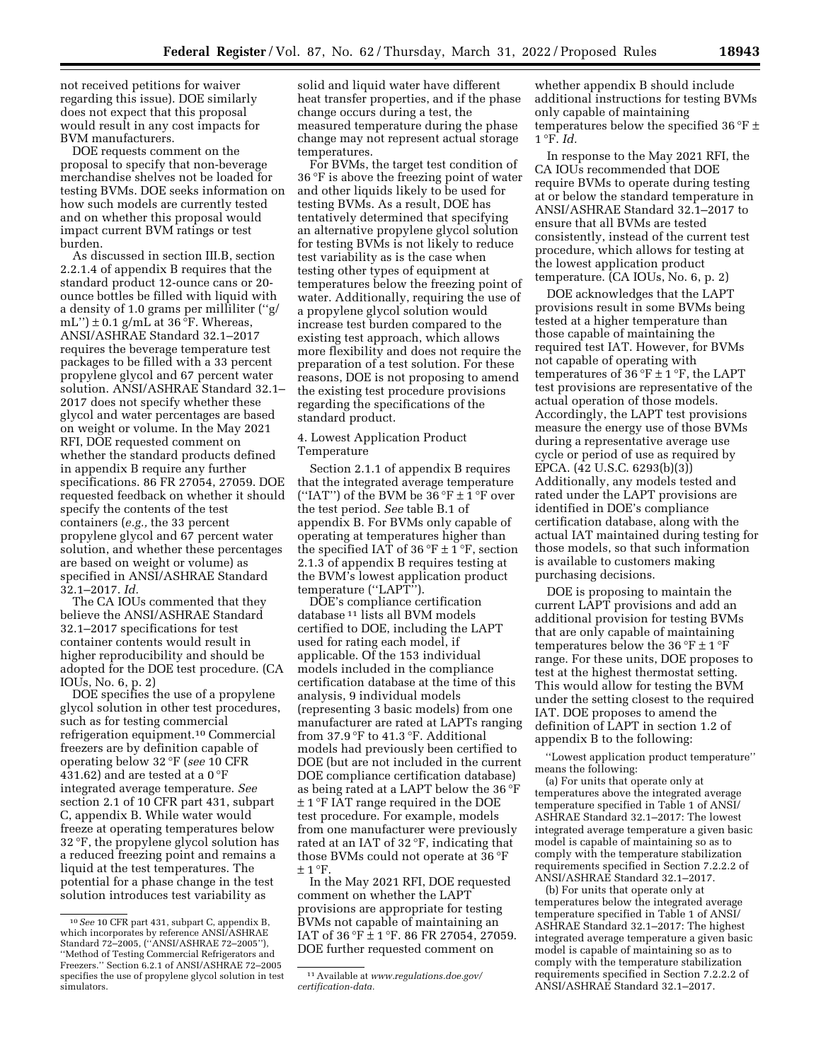not received petitions for waiver regarding this issue). DOE similarly does not expect that this proposal would result in any cost impacts for BVM manufacturers.

DOE requests comment on the proposal to specify that non-beverage merchandise shelves not be loaded for testing BVMs. DOE seeks information on how such models are currently tested and on whether this proposal would impact current BVM ratings or test burden.

As discussed in section III.B, section 2.2.1.4 of appendix B requires that the standard product 12-ounce cans or 20-ounce bottles be filled with liquid with a density of 1.0 grams per milliliter (''g/mL'') ± 0.1 g/mL at 36 °F. Whereas, ANSI/ASHRAE Standard 32.1–2017 requires the beverage temperature test packages to be filled with a 33 percent propylene glycol and 67 percent water solution. ANSI/ASHRAE Standard 32.1–2017 does not specify whether these glycol and water percentages are based on weight or volume. In the May 2021 RFI, DOE requested comment on whether the standard products defined in appendix B require any further specifications. 86 FR 27054, 27059. DOE requested feedback on whether it should specify the contents of the test containers (*e.g.,* the 33 percent propylene glycol and 67 percent water solution, and whether these percentages are based on weight or volume) as specified in ANSI/ASHRAE Standard 32.1–2017. *Id.*

The CA IOUs commented that they believe the ANSI/ASHRAE Standard 32.1–2017 specifications for test container contents would result in higher reproducibility and should be adopted for the DOE test procedure. (CA IOUs, No. 6, p. 2)

DOE specifies the use of a propylene glycol solution in other test procedures, such as for testing commercial refrigeration equipment.[10] Commercial freezers are by definition capable of operating below 32 °F (*see* 10 CFR 431.62) and are tested at a 0 °F integrated average temperature. *See* section 2.1 of 10 CFR part 431, subpart C, appendix B. While water would freeze at operating temperatures below 32 °F, the propylene glycol solution has a reduced freezing point and remains a liquid at the test temperatures. The potential for a phase change in the test solution introduces test variability as solid and liquid water have different heat transfer properties, and if the phase change occurs during a test, the measured temperature during the phase change may not represent actual storage temperatures.

For BVMs, the target test condition of 36 °F is above the freezing point of water and other liquids likely to be used for testing BVMs. As a result, DOE has tentatively determined that specifying an alternative propylene glycol solution for testing BVMs is not likely to reduce test variability as is the case when testing other types of equipment at temperatures below the freezing point of water. Additionally, requiring the use of a propylene glycol solution would increase test burden compared to the existing test approach, which allows more flexibility and does not require the preparation of a test solution. For these reasons, DOE is not proposing to amend the existing test procedure provisions regarding the specifications of the standard product.

4. Lowest Application Product Temperature

Section 2.1.1 of appendix B requires that the integrated average temperature (''IAT'') of the BVM be 36 °F ± 1 °F over the test period. *See* table B.1 of appendix B. For BVMs only capable of operating at temperatures higher than the specified IAT of 36 °F ± 1 °F, section 2.1.3 of appendix B requires testing at the BVM's lowest application product temperature (''LAPT'').

DOE's compliance certification database[11] lists all BVM models certified to DOE, including the LAPT used for rating each model, if applicable. Of the 153 individual models included in the compliance certification database at the time of this analysis, 9 individual models (representing 3 basic models) from one manufacturer are rated at LAPTs ranging from 37.9 °F to 41.3 °F. Additional models had previously been certified to DOE (but are not included in the current DOE compliance certification database) as being rated at a LAPT below the 36 °F ± 1 °F IAT range required in the DOE test procedure. For example, models from one manufacturer were previously rated at an IAT of 32 °F, indicating that those BVMs could not operate at 36 °F ± 1 °F.

In the May 2021 RFI, DOE requested comment on whether the LAPT provisions are appropriate for testing BVMs not capable of maintaining an IAT of 36 °F ± 1 °F. 86 FR 27054, 27059. DOE further requested comment on whether appendix B should include additional instructions for testing BVMs only capable of maintaining temperatures below the specified 36 °F ± 1 °F. *Id.*

In response to the May 2021 RFI, the CA IOUs recommended that DOE require BVMs to operate during testing at or below the standard temperature in ANSI/ASHRAE Standard 32.1–2017 to ensure that all BVMs are tested consistently, instead of the current test procedure, which allows for testing at the lowest application product temperature. (CA IOUs, No. 6, p. 2)

DOE acknowledges that the LAPT provisions result in some BVMs being tested at a higher temperature than those capable of maintaining the required test IAT. However, for BVMs not capable of operating with temperatures of 36 °F ± 1 °F, the LAPT test provisions are representative of the actual operation of those models. Accordingly, the LAPT test provisions measure the energy use of those BVMs during a representative average use cycle or period of use as required by EPCA. (42 U.S.C. 6293(b)(3)) Additionally, any models tested and rated under the LAPT provisions are identified in DOE's compliance certification database, along with the actual IAT maintained during testing for those models, so that such information is available to customers making purchasing decisions.

DOE is proposing to maintain the current LAPT provisions and add an additional provision for testing BVMs that are only capable of maintaining temperatures below the 36 °F ± 1 °F range. For these units, DOE proposes to test at the highest thermostat setting. This would allow for testing the BVM under the setting closest to the required IAT. DOE proposes to amend the definition of LAPT in section 1.2 of appendix B to the following:

''Lowest application product temperature'' means the following:

(a) For units that operate only at temperatures above the integrated average temperature specified in Table 1 of ANSI/ASHRAE Standard 32.1–2017: The lowest integrated average temperature a given basic model is capable of maintaining so as to comply with the temperature stabilization requirements specified in Section 7.2.2.2 of ANSI/ASHRAE Standard 32.1–2017.

(b) For units that operate only at temperatures below the integrated average temperature specified in Table 1 of ANSI/ASHRAE Standard 32.1–2017: The highest integrated average temperature a given basic model is capable of maintaining so as to comply with the temperature stabilization requirements specified in Section 7.2.2.2 of ANSI/ASHRAE Standard 32.1–2017.

---

[10] *See* 10 CFR part 431, subpart C, appendix B, which incorporates by reference ANSI/ASHRAE Standard 72–2005, (''ANSI/ASHRAE 72–2005''), ''Method of Testing Commercial Refrigerators and Freezers.'' Section 6.2.1 of ANSI/ASHRAE 72–2005 specifies the use of propylene glycol solution in test simulators.

[11] Available at *www.regulations.doe.gov/certification-data.*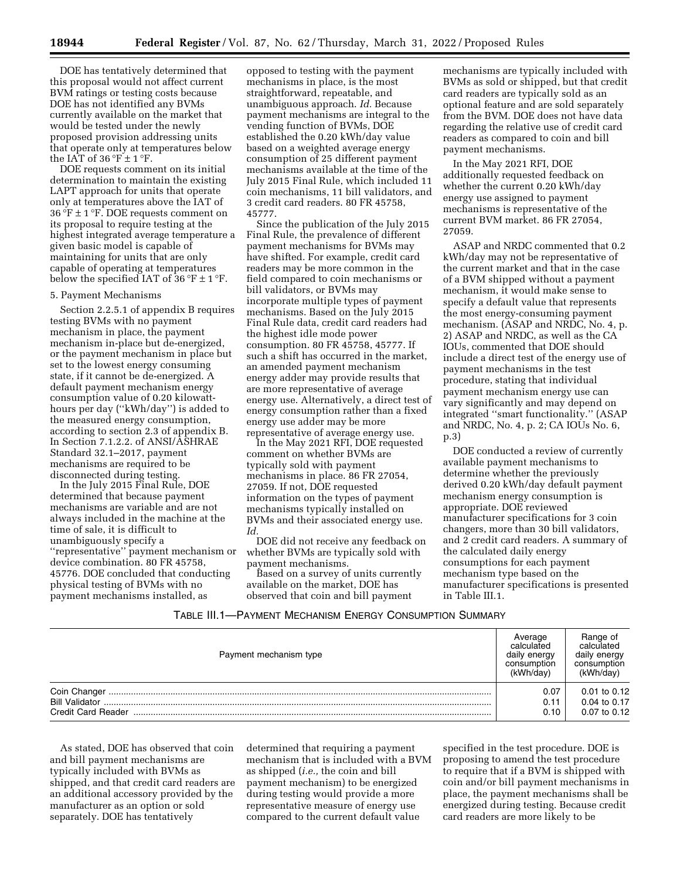DOE has tentatively determined that this proposal would not affect current BVM ratings or testing costs because DOE has not identified any BVMs currently available on the market that would be tested under the newly proposed provision addressing units that operate only at temperatures below the IAT of 36 °F ± 1 °F.

DOE requests comment on its initial determination to maintain the existing LAPT approach for units that operate only at temperatures above the IAT of 36 °F ± 1 °F. DOE requests comment on its proposal to require testing at the highest integrated average temperature a given basic model is capable of maintaining for units that are only capable of operating at temperatures below the specified IAT of 36 °F ± 1 °F.

5. Payment Mechanisms

Section 2.2.5.1 of appendix B requires testing BVMs with no payment mechanism in place, the payment mechanism in-place but de-energized, or the payment mechanism in place but set to the lowest energy consuming state, if it cannot be de-energized. A default payment mechanism energy consumption value of 0.20 kilowatt-hours per day (''kWh/day'') is added to the measured energy consumption, according to section 2.3 of appendix B. In Section 7.1.2.2. of ANSI/ASHRAE Standard 32.1–2017, payment mechanisms are required to be disconnected during testing.

In the July 2015 Final Rule, DOE determined that because payment mechanisms are variable and are not always included in the machine at the time of sale, it is difficult to unambiguously specify a ''representative'' payment mechanism or device combination. 80 FR 45758, 45776. DOE concluded that conducting physical testing of BVMs with no payment mechanisms installed, as opposed to testing with the payment mechanisms in place, is the most straightforward, repeatable, and unambiguous approach. *Id.* Because payment mechanisms are integral to the vending function of BVMs, DOE established the 0.20 kWh/day value based on a weighted average energy consumption of 25 different payment mechanisms available at the time of the July 2015 Final Rule, which included 11 coin mechanisms, 11 bill validators, and 3 credit card readers. 80 FR 45758, 45777.

Since the publication of the July 2015 Final Rule, the prevalence of different payment mechanisms for BVMs may have shifted. For example, credit card readers may be more common in the field compared to coin mechanisms or bill validators, or BVMs may incorporate multiple types of payment mechanisms. Based on the July 2015 Final Rule data, credit card readers had the highest idle mode power consumption. 80 FR 45758, 45777. If such a shift has occurred in the market, an amended payment mechanism energy adder may provide results that are more representative of average energy use. Alternatively, a direct test of energy consumption rather than a fixed energy use adder may be more representative of average energy use.

In the May 2021 RFI, DOE requested comment on whether BVMs are typically sold with payment mechanisms in place. 86 FR 27054, 27059. If not, DOE requested information on the types of payment mechanisms typically installed on BVMs and their associated energy use. *Id.*

DOE did not receive any feedback on whether BVMs are typically sold with payment mechanisms.

Based on a survey of units currently available on the market, DOE has observed that coin and bill payment mechanisms are typically included with BVMs as sold or shipped, but that credit card readers are typically sold as an optional feature and are sold separately from the BVM. DOE does not have data regarding the relative use of credit card readers as compared to coin and bill payment mechanisms.

In the May 2021 RFI, DOE additionally requested feedback on whether the current 0.20 kWh/day energy use assigned to payment mechanisms is representative of the current BVM market. 86 FR 27054, 27059.

ASAP and NRDC commented that 0.2 kWh/day may not be representative of the current market and that in the case of a BVM shipped without a payment mechanism, it would make sense to specify a default value that represents the most energy-consuming payment mechanism. (ASAP and NRDC, No. 4, p. 2) ASAP and NRDC, as well as the CA IOUs, commented that DOE should include a direct test of the energy use of payment mechanisms in the test procedure, stating that individual payment mechanism energy use can vary significantly and may depend on integrated ''smart functionality.'' (ASAP and NRDC, No. 4, p. 2; CA IOUs No. 6, p.3)

DOE conducted a review of currently available payment mechanisms to determine whether the previously derived 0.20 kWh/day default payment mechanism energy consumption is appropriate. DOE reviewed manufacturer specifications for 3 coin changers, more than 30 bill validators, and 2 credit card readers. A summary of the calculated daily energy consumptions for each payment mechanism type based on the manufacturer specifications is presented in Table III.1.

TABLE III.1—PAYMENT MECHANISM ENERGY CONSUMPTION SUMMARY

| Payment mechanism type | Average calculated daily energy consumption (kWh/day) | Range of calculated daily energy consumption (kWh/day) |
|---|---|---|
| Coin Changer | 0.07 | 0.01 to 0.12 |
| Bill Validator | 0.11 | 0.04 to 0.17 |
| Credit Card Reader | 0.10 | 0.07 to 0.12 |

As stated, DOE has observed that coin and bill payment mechanisms are typically included with BVMs as shipped, and that credit card readers are an additional accessory provided by the manufacturer as an option or sold separately. DOE has tentatively determined that requiring a payment mechanism that is included with a BVM as shipped (*i.e.,* the coin and bill payment mechanism) to be energized during testing would provide a more representative measure of energy use compared to the current default value specified in the test procedure. DOE is proposing to amend the test procedure to require that if a BVM is shipped with coin and/or bill payment mechanisms in place, the payment mechanisms shall be energized during testing. Because credit card readers are more likely to be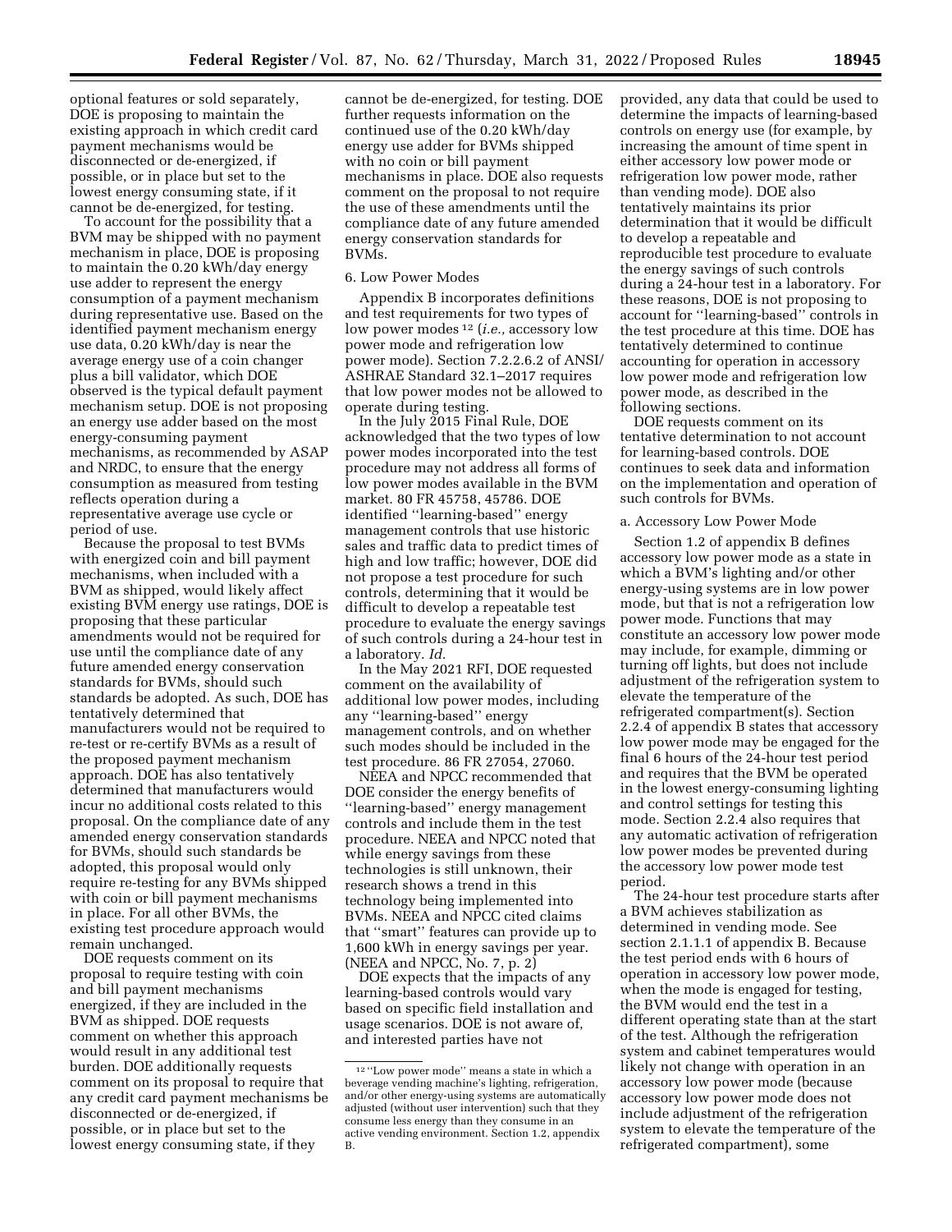optional features or sold separately, DOE is proposing to maintain the existing approach in which credit card payment mechanisms would be disconnected or de-energized, if possible, or in place but set to the lowest energy consuming state, if it cannot be de-energized, for testing.

To account for the possibility that a BVM may be shipped with no payment mechanism in place, DOE is proposing to maintain the 0.20 kWh/day energy use adder to represent the energy consumption of a payment mechanism during representative use. Based on the identified payment mechanism energy use data, 0.20 kWh/day is near the average energy use of a coin changer plus a bill validator, which DOE observed is the typical default payment mechanism setup. DOE is not proposing an energy use adder based on the most energy-consuming payment mechanisms, as recommended by ASAP and NRDC, to ensure that the energy consumption as measured from testing reflects operation during a representative average use cycle or period of use.

Because the proposal to test BVMs with energized coin and bill payment mechanisms, when included with a BVM as shipped, would likely affect existing BVM energy use ratings, DOE is proposing that these particular amendments would not be required for use until the compliance date of any future amended energy conservation standards for BVMs, should such standards be adopted. As such, DOE has tentatively determined that manufacturers would not be required to re-test or re-certify BVMs as a result of the proposed payment mechanism approach. DOE has also tentatively determined that manufacturers would incur no additional costs related to this proposal. On the compliance date of any amended energy conservation standards for BVMs, should such standards be adopted, this proposal would only require re-testing for any BVMs shipped with coin or bill payment mechanisms in place. For all other BVMs, the existing test procedure approach would remain unchanged.

DOE requests comment on its proposal to require testing with coin and bill payment mechanisms energized, if they are included in the BVM as shipped. DOE requests comment on whether this approach would result in any additional test burden. DOE additionally requests comment on its proposal to require that any credit card payment mechanisms be disconnected or de-energized, if possible, or in place but set to the lowest energy consuming state, if they cannot be de-energized, for testing. DOE further requests information on the continued use of the 0.20 kWh/day energy use adder for BVMs shipped with no coin or bill payment mechanisms in place. DOE also requests comment on the proposal to not require the use of these amendments until the compliance date of any future amended energy conservation standards for BVMs.

### 6. Low Power Modes

Appendix B incorporates definitions and test requirements for two types of low power modes[12] (*i.e.,* accessory low power mode and refrigeration low power mode). Section 7.2.2.6.2 of ANSI/ASHRAE Standard 32.1–2017 requires that low power modes not be allowed to operate during testing.

In the July 2015 Final Rule, DOE acknowledged that the two types of low power modes incorporated into the test procedure may not address all forms of low power modes available in the BVM market. 80 FR 45758, 45786. DOE identified "learning-based" energy management controls that use historic sales and traffic data to predict times of high and low traffic; however, DOE did not propose a test procedure for such controls, determining that it would be difficult to develop a repeatable test procedure to evaluate the energy savings of such controls during a 24-hour test in a laboratory. *Id.*

In the May 2021 RFI, DOE requested comment on the availability of additional low power modes, including any "learning-based" energy management controls, and on whether such modes should be included in the test procedure. 86 FR 27054, 27060.

NEEA and NPCC recommended that DOE consider the energy benefits of "learning-based" energy management controls and include them in the test procedure. NEEA and NPCC noted that while energy savings from these technologies is still unknown, their research shows a trend in this technology being implemented into BVMs. NEEA and NPCC cited claims that "smart" features can provide up to 1,600 kWh in energy savings per year. (NEEA and NPCC, No. 7, p. 2)

DOE expects that the impacts of any learning-based controls would vary based on specific field installation and usage scenarios. DOE is not aware of, and interested parties have not provided, any data that could be used to determine the impacts of learning-based controls on energy use (for example, by increasing the amount of time spent in either accessory low power mode or refrigeration low power mode, rather than vending mode). DOE also tentatively maintains its prior determination that it would be difficult to develop a repeatable and reproducible test procedure to evaluate the energy savings of such controls during a 24-hour test in a laboratory. For these reasons, DOE is not proposing to account for "learning-based" controls in the test procedure at this time. DOE has tentatively determined to continue accounting for operation in accessory low power mode and refrigeration low power mode, as described in the following sections.

DOE requests comment on its tentative determination to not account for learning-based controls. DOE continues to seek data and information on the implementation and operation of such controls for BVMs.

#### a. Accessory Low Power Mode

Section 1.2 of appendix B defines accessory low power mode as a state in which a BVM's lighting and/or other energy-using systems are in low power mode, but that is not a refrigeration low power mode. Functions that may constitute an accessory low power mode may include, for example, dimming or turning off lights, but does not include adjustment of the refrigeration system to elevate the temperature of the refrigerated compartment(s). Section 2.2.4 of appendix B states that accessory low power mode may be engaged for the final 6 hours of the 24-hour test period and requires that the BVM be operated in the lowest energy-consuming lighting and control settings for testing this mode. Section 2.2.4 also requires that any automatic activation of refrigeration low power modes be prevented during the accessory low power mode test period.

The 24-hour test procedure starts after a BVM achieves stabilization as determined in vending mode. See section 2.1.1.1 of appendix B. Because the test period ends with 6 hours of operation in accessory low power mode, when the mode is engaged for testing, the BVM would end the test in a different operating state than at the start of the test. Although the refrigeration system and cabinet temperatures would likely not change with operation in an accessory low power mode (because accessory low power mode does not include adjustment of the refrigeration system to elevate the temperature of the refrigerated compartment), some

[12] "Low power mode" means a state in which a beverage vending machine's lighting, refrigeration, and/or other energy-using systems are automatically adjusted (without user intervention) such that they consume less energy than they consume in an active vending environment. Section 1.2, appendix B.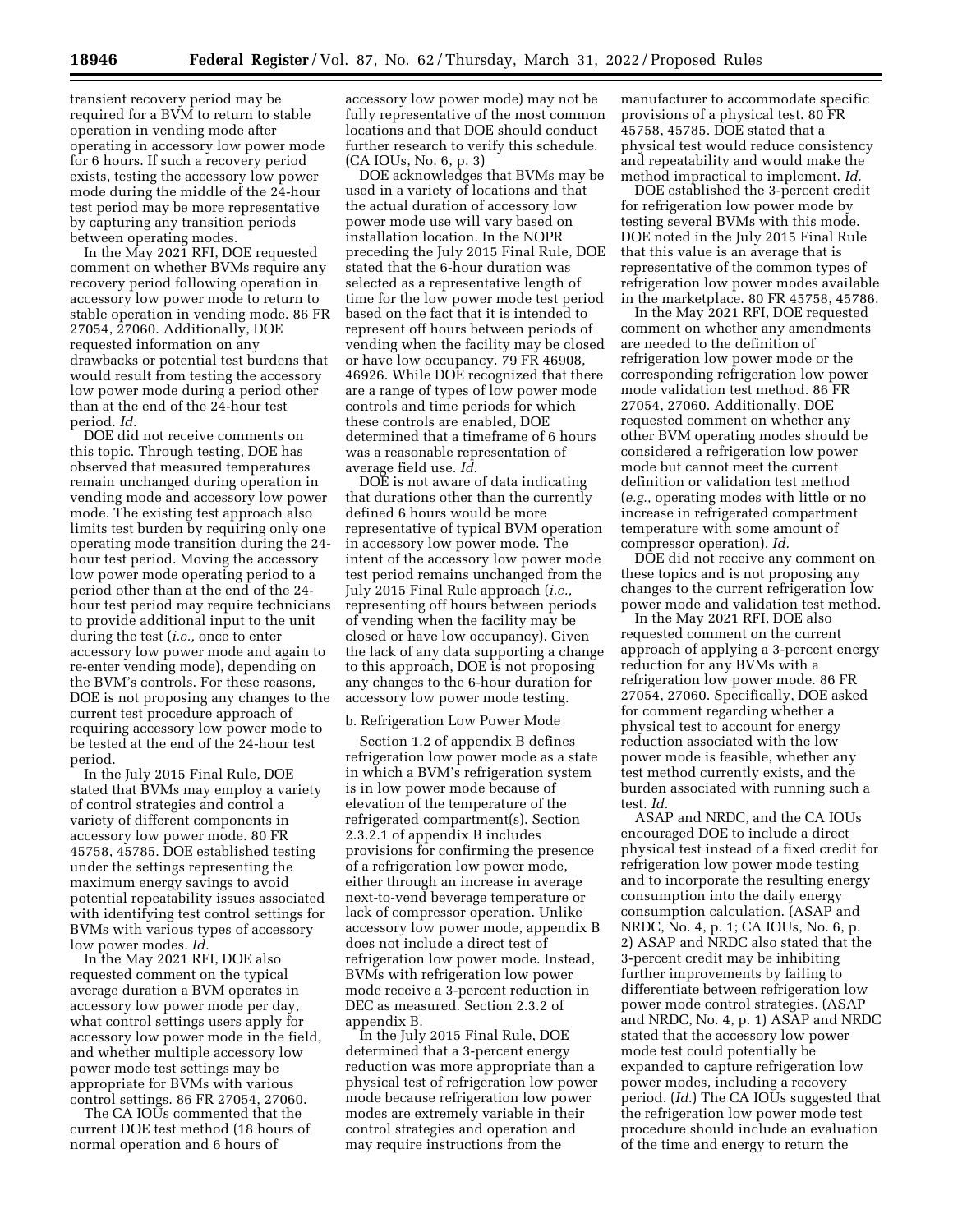transient recovery period may be required for a BVM to return to stable operation in vending mode after operating in accessory low power mode for 6 hours. If such a recovery period exists, testing the accessory low power mode during the middle of the 24-hour test period may be more representative by capturing any transition periods between operating modes.

In the May 2021 RFI, DOE requested comment on whether BVMs require any recovery period following operation in accessory low power mode to return to stable operation in vending mode. 86 FR 27054, 27060. Additionally, DOE requested information on any drawbacks or potential test burdens that would result from testing the accessory low power mode during a period other than at the end of the 24-hour test period. *Id.*

DOE did not receive comments on this topic. Through testing, DOE has observed that measured temperatures remain unchanged during operation in vending mode and accessory low power mode. The existing test approach also limits test burden by requiring only one operating mode transition during the 24-hour test period. Moving the accessory low power mode operating period to a period other than at the end of the 24-hour test period may require technicians to provide additional input to the unit during the test (*i.e.,* once to enter accessory low power mode and again to re-enter vending mode), depending on the BVM's controls. For these reasons, DOE is not proposing any changes to the current test procedure approach of requiring accessory low power mode to be tested at the end of the 24-hour test period.

In the July 2015 Final Rule, DOE stated that BVMs may employ a variety of control strategies and control a variety of different components in accessory low power mode. 80 FR 45758, 45785. DOE established testing under the settings representing the maximum energy savings to avoid potential repeatability issues associated with identifying test control settings for BVMs with various types of accessory low power modes. *Id.*

In the May 2021 RFI, DOE also requested comment on the typical average duration a BVM operates in accessory low power mode per day, what control settings users apply for accessory low power mode in the field, and whether multiple accessory low power mode test settings may be appropriate for BVMs with various control settings. 86 FR 27054, 27060.

The CA IOUs commented that the current DOE test method (18 hours of normal operation and 6 hours of accessory low power mode) may not be fully representative of the most common locations and that DOE should conduct further research to verify this schedule. (CA IOUs, No. 6, p. 3)

DOE acknowledges that BVMs may be used in a variety of locations and that the actual duration of accessory low power mode use will vary based on installation location. In the NOPR preceding the July 2015 Final Rule, DOE stated that the 6-hour duration was selected as a representative length of time for the low power mode test period based on the fact that it is intended to represent off hours between periods of vending when the facility may be closed or have low occupancy. 79 FR 46908, 46926. While DOE recognized that there are a range of types of low power mode controls and time periods for which these controls are enabled, DOE determined that a timeframe of 6 hours was a reasonable representation of average field use. *Id.*

DOE is not aware of data indicating that durations other than the currently defined 6 hours would be more representative of typical BVM operation in accessory low power mode. The intent of the accessory low power mode test period remains unchanged from the July 2015 Final Rule approach (*i.e.,* representing off hours between periods of vending when the facility may be closed or have low occupancy). Given the lack of any data supporting a change to this approach, DOE is not proposing any changes to the 6-hour duration for accessory low power mode testing.

b. Refrigeration Low Power Mode

Section 1.2 of appendix B defines refrigeration low power mode as a state in which a BVM's refrigeration system is in low power mode because of elevation of the temperature of the refrigerated compartment(s). Section 2.3.2.1 of appendix B includes provisions for confirming the presence of a refrigeration low power mode, either through an increase in average next-to-vend beverage temperature or lack of compressor operation. Unlike accessory low power mode, appendix B does not include a direct test of refrigeration low power mode. Instead, BVMs with refrigeration low power mode receive a 3-percent reduction in DEC as measured. Section 2.3.2 of appendix B.

In the July 2015 Final Rule, DOE determined that a 3-percent energy reduction was more appropriate than a physical test of refrigeration low power mode because refrigeration low power modes are extremely variable in their control strategies and operation and may require instructions from the manufacturer to accommodate specific provisions of a physical test. 80 FR 45758, 45785. DOE stated that a physical test would reduce consistency and repeatability and would make the method impractical to implement. *Id.*

DOE established the 3-percent credit for refrigeration low power mode by testing several BVMs with this mode. DOE noted in the July 2015 Final Rule that this value is an average that is representative of the common types of refrigeration low power modes available in the marketplace. 80 FR 45758, 45786.

In the May 2021 RFI, DOE requested comment on whether any amendments are needed to the definition of refrigeration low power mode or the corresponding refrigeration low power mode validation test method. 86 FR 27054, 27060. Additionally, DOE requested comment on whether any other BVM operating modes should be considered a refrigeration low power mode but cannot meet the current definition or validation test method (*e.g.,* operating modes with little or no increase in refrigerated compartment temperature with some amount of compressor operation). *Id.*

DOE did not receive any comment on these topics and is not proposing any changes to the current refrigeration low power mode and validation test method.

In the May 2021 RFI, DOE also requested comment on the current approach of applying a 3-percent energy reduction for any BVMs with a refrigeration low power mode. 86 FR 27054, 27060. Specifically, DOE asked for comment regarding whether a physical test to account for energy reduction associated with the low power mode is feasible, whether any test method currently exists, and the burden associated with running such a test. *Id.*

ASAP and NRDC, and the CA IOUs encouraged DOE to include a direct physical test instead of a fixed credit for refrigeration low power mode testing and to incorporate the resulting energy consumption into the daily energy consumption calculation. (ASAP and NRDC, No. 4, p. 1; CA IOUs, No. 6, p. 2) ASAP and NRDC also stated that the 3-percent credit may be inhibiting further improvements by failing to differentiate between refrigeration low power mode control strategies. (ASAP and NRDC, No. 4, p. 1) ASAP and NRDC stated that the accessory low power mode test could potentially be expanded to capture refrigeration low power modes, including a recovery period. (*Id.*) The CA IOUs suggested that the refrigeration low power mode test procedure should include an evaluation of the time and energy to return the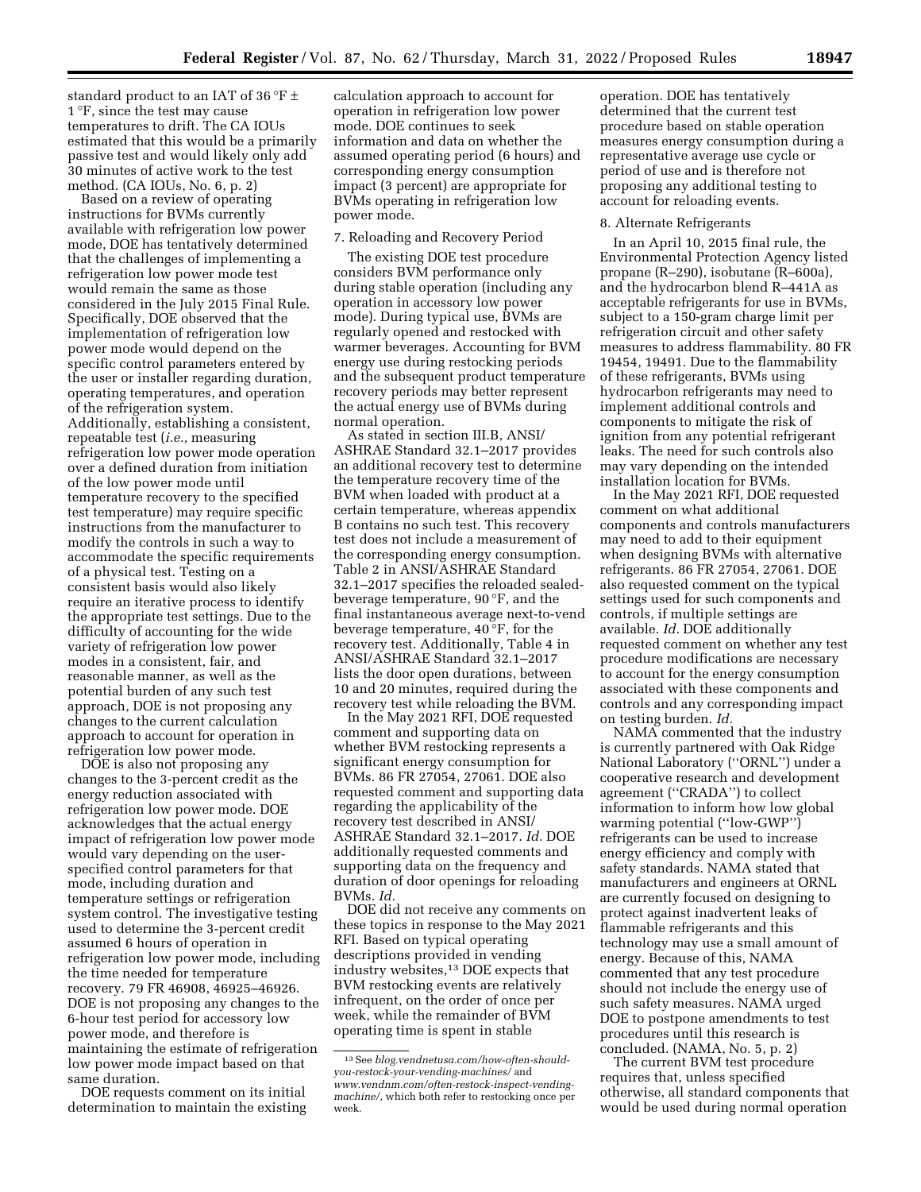standard product to an IAT of 36 °F ± 1 °F, since the test may cause temperatures to drift. The CA IOUs estimated that this would be a primarily passive test and would likely only add 30 minutes of active work to the test method. (CA IOUs, No. 6, p. 2)

Based on a review of operating instructions for BVMs currently available with refrigeration low power mode, DOE has tentatively determined that the challenges of implementing a refrigeration low power mode test would remain the same as those considered in the July 2015 Final Rule. Specifically, DOE observed that the implementation of refrigeration low power mode would depend on the specific control parameters entered by the user or installer regarding duration, operating temperatures, and operation of the refrigeration system. Additionally, establishing a consistent, repeatable test (*i.e.,* measuring refrigeration low power mode operation over a defined duration from initiation of the low power mode until temperature recovery to the specified test temperature) may require specific instructions from the manufacturer to modify the controls in such a way to accommodate the specific requirements of a physical test. Testing on a consistent basis would also likely require an iterative process to identify the appropriate test settings. Due to the difficulty of accounting for the wide variety of refrigeration low power modes in a consistent, fair, and reasonable manner, as well as the potential burden of any such test approach, DOE is not proposing any changes to the current calculation approach to account for operation in refrigeration low power mode.

DOE is also not proposing any changes to the 3-percent credit as the energy reduction associated with refrigeration low power mode. DOE acknowledges that the actual energy impact of refrigeration low power mode would vary depending on the user-specified control parameters for that mode, including duration and temperature settings or refrigeration system control. The investigative testing used to determine the 3-percent credit assumed 6 hours of operation in refrigeration low power mode, including the time needed for temperature recovery. 79 FR 46908, 46925–46926. DOE is not proposing any changes to the 6-hour test period for accessory low power mode, and therefore is maintaining the estimate of refrigeration low power mode impact based on that same duration.

DOE requests comment on its initial determination to maintain the existing calculation approach to account for operation in refrigeration low power mode. DOE continues to seek information and data on whether the assumed operating period (6 hours) and corresponding energy consumption impact (3 percent) are appropriate for BVMs operating in refrigeration low power mode.

7. Reloading and Recovery Period

The existing DOE test procedure considers BVM performance only during stable operation (including any operation in accessory low power mode). During typical use, BVMs are regularly opened and restocked with warmer beverages. Accounting for BVM energy use during restocking periods and the subsequent product temperature recovery periods may better represent the actual energy use of BVMs during normal operation.

As stated in section III.B, ANSI/ASHRAE Standard 32.1–2017 provides an additional recovery test to determine the temperature recovery time of the BVM when loaded with product at a certain temperature, whereas appendix B contains no such test. This recovery test does not include a measurement of the corresponding energy consumption. Table 2 in ANSI/ASHRAE Standard 32.1–2017 specifies the reloaded sealed-beverage temperature, 90 °F, and the final instantaneous average next-to-vend beverage temperature, 40 °F, for the recovery test. Additionally, Table 4 in ANSI/ASHRAE Standard 32.1–2017 lists the door open durations, between 10 and 20 minutes, required during the recovery test while reloading the BVM.

In the May 2021 RFI, DOE requested comment and supporting data on whether BVM restocking represents a significant energy consumption for BVMs. 86 FR 27054, 27061. DOE also requested comment and supporting data regarding the applicability of the recovery test described in ANSI/ASHRAE Standard 32.1–2017. *Id.* DOE additionally requested comments and supporting data on the frequency and duration of door openings for reloading BVMs. *Id.*

DOE did not receive any comments on these topics in response to the May 2021 RFI. Based on typical operating descriptions provided in vending industry websites,[13] DOE expects that BVM restocking events are relatively infrequent, on the order of once per week, while the remainder of BVM operating time is spent in stable operation. DOE has tentatively determined that the current test procedure based on stable operation measures energy consumption during a representative average use cycle or period of use and is therefore not proposing any additional testing to account for reloading events.

8. Alternate Refrigerants

In an April 10, 2015 final rule, the Environmental Protection Agency listed propane (R–290), isobutane (R–600a), and the hydrocarbon blend R–441A as acceptable refrigerants for use in BVMs, subject to a 150-gram charge limit per refrigeration circuit and other safety measures to address flammability. 80 FR 19454, 19491. Due to the flammability of these refrigerants, BVMs using hydrocarbon refrigerants may need to implement additional controls and components to mitigate the risk of ignition from any potential refrigerant leaks. The need for such controls also may vary depending on the intended installation location for BVMs.

In the May 2021 RFI, DOE requested comment on what additional components and controls manufacturers may need to add to their equipment when designing BVMs with alternative refrigerants. 86 FR 27054, 27061. DOE also requested comment on the typical settings used for such components and controls, if multiple settings are available. *Id.* DOE additionally requested comment on whether any test procedure modifications are necessary to account for the energy consumption associated with these components and controls and any corresponding impact on testing burden. *Id.*

NAMA commented that the industry is currently partnered with Oak Ridge National Laboratory (''ORNL'') under a cooperative research and development agreement (''CRADA'') to collect information to inform how low global warming potential (''low-GWP'') refrigerants can be used to increase energy efficiency and comply with safety standards. NAMA stated that manufacturers and engineers at ORNL are currently focused on designing to protect against inadvertent leaks of flammable refrigerants and this technology may use a small amount of energy. Because of this, NAMA commented that any test procedure should not include the energy use of such safety measures. NAMA urged DOE to postpone amendments to test procedures until this research is concluded. (NAMA, No. 5, p. 2)

The current BVM test procedure requires that, unless specified otherwise, all standard components that would be used during normal operation

[13] See *blog.vendnetusa.com/how-often-should-you-restock-your-vending-machines/* and *www.vendnm.com/often-restock-inspect-vending-machine/*, which both refer to restocking once per week.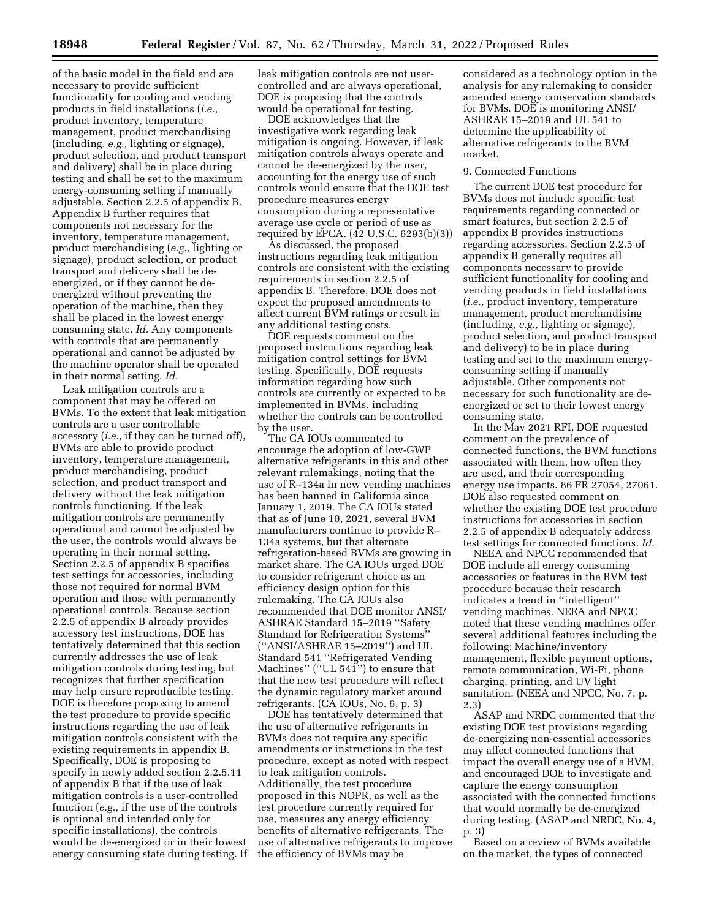of the basic model in the field and are necessary to provide sufficient functionality for cooling and vending products in field installations (*i.e.,* product inventory, temperature management, product merchandising (including, *e.g.,* lighting or signage), product selection, and product transport and delivery) shall be in place during testing and shall be set to the maximum energy-consuming setting if manually adjustable. Section 2.2.5 of appendix B. Appendix B further requires that components not necessary for the inventory, temperature management, product merchandising (*e.g.,* lighting or signage), product selection, or product transport and delivery shall be de-energized, or if they cannot be de-energized without preventing the operation of the machine, then they shall be placed in the lowest energy consuming state. *Id.* Any components with controls that are permanently operational and cannot be adjusted by the machine operator shall be operated in their normal setting. *Id.*

Leak mitigation controls are a component that may be offered on BVMs. To the extent that leak mitigation controls are a user controllable accessory (*i.e.,* if they can be turned off), BVMs are able to provide product inventory, temperature management, product merchandising, product selection, and product transport and delivery without the leak mitigation controls functioning. If the leak mitigation controls are permanently operational and cannot be adjusted by the user, the controls would always be operating in their normal setting. Section 2.2.5 of appendix B specifies test settings for accessories, including those not required for normal BVM operation and those with permanently operational controls. Because section 2.2.5 of appendix B already provides accessory test instructions, DOE has tentatively determined that this section currently addresses the use of leak mitigation controls during testing, but recognizes that further specification may help ensure reproducible testing. DOE is therefore proposing to amend the test procedure to provide specific instructions regarding the use of leak mitigation controls consistent with the existing requirements in appendix B. Specifically, DOE is proposing to specify in newly added section 2.2.5.11 of appendix B that if the use of leak mitigation controls is a user-controlled function (*e.g.,* if the use of the controls is optional and intended only for specific installations), the controls would be de-energized or in their lowest energy consuming state during testing. If leak mitigation controls are not user-controlled and are always operational, DOE is proposing that the controls would be operational for testing.

DOE acknowledges that the investigative work regarding leak mitigation is ongoing. However, if leak mitigation controls always operate and cannot be de-energized by the user, accounting for the energy use of such controls would ensure that the DOE test procedure measures energy consumption during a representative average use cycle or period of use as required by EPCA. (42 U.S.C. 6293(b)(3))

As discussed, the proposed instructions regarding leak mitigation controls are consistent with the existing requirements in section 2.2.5 of appendix B. Therefore, DOE does not expect the proposed amendments to affect current BVM ratings or result in any additional testing costs.

DOE requests comment on the proposed instructions regarding leak mitigation control settings for BVM testing. Specifically, DOE requests information regarding how such controls are currently or expected to be implemented in BVMs, including whether the controls can be controlled by the user.

The CA IOUs commented to encourage the adoption of low-GWP alternative refrigerants in this and other relevant rulemakings, noting that the use of R–134a in new vending machines has been banned in California since January 1, 2019. The CA IOUs stated that as of June 10, 2021, several BVM manufacturers continue to provide R–134a systems, but that alternate refrigeration-based BVMs are growing in market share. The CA IOUs urged DOE to consider refrigerant choice as an efficiency design option for this rulemaking. The CA IOUs also recommended that DOE monitor ANSI/ASHRAE Standard 15–2019 "Safety Standard for Refrigeration Systems" ("ANSI/ASHRAE 15–2019") and UL Standard 541 "Refrigerated Vending Machines" ("UL 541") to ensure that that the new test procedure will reflect the dynamic regulatory market around refrigerants. (CA IOUs, No. 6, p. 3)

DOE has tentatively determined that the use of alternative refrigerants in BVMs does not require any specific amendments or instructions in the test procedure, except as noted with respect to leak mitigation controls. Additionally, the test procedure proposed in this NOPR, as well as the test procedure currently required for use, measures any energy efficiency benefits of alternative refrigerants. The use of alternative refrigerants to improve the efficiency of BVMs may be considered as a technology option in the analysis for any rulemaking to consider amended energy conservation standards for BVMs. DOE is monitoring ANSI/ASHRAE 15–2019 and UL 541 to determine the applicability of alternative refrigerants to the BVM market.

9. Connected Functions

The current DOE test procedure for BVMs does not include specific test requirements regarding connected or smart features, but section 2.2.5 of appendix B provides instructions regarding accessories. Section 2.2.5 of appendix B generally requires all components necessary to provide sufficient functionality for cooling and vending products in field installations (*i.e.,* product inventory, temperature management, product merchandising (including, *e.g.,* lighting or signage), product selection, and product transport and delivery) to be in place during testing and set to the maximum energy-consuming setting if manually adjustable. Other components not necessary for such functionality are de-energized or set to their lowest energy consuming state.

In the May 2021 RFI, DOE requested comment on the prevalence of connected functions, the BVM functions associated with them, how often they are used, and their corresponding energy use impacts. 86 FR 27054, 27061. DOE also requested comment on whether the existing DOE test procedure instructions for accessories in section 2.2.5 of appendix B adequately address test settings for connected functions. *Id.*

NEEA and NPCC recommended that DOE include all energy consuming accessories or features in the BVM test procedure because their research indicates a trend in "intelligent" vending machines. NEEA and NPCC noted that these vending machines offer several additional features including the following: Machine/inventory management, flexible payment options, remote communication, Wi-Fi, phone charging, printing, and UV light sanitation. (NEEA and NPCC, No. 7, p. 2,3)

ASAP and NRDC commented that the existing DOE test provisions regarding de-energizing non-essential accessories may affect connected functions that impact the overall energy use of a BVM, and encouraged DOE to investigate and capture the energy consumption associated with the connected functions that would normally be de-energized during testing. (ASAP and NRDC, No. 4, p. 3)

Based on a review of BVMs available on the market, the types of connected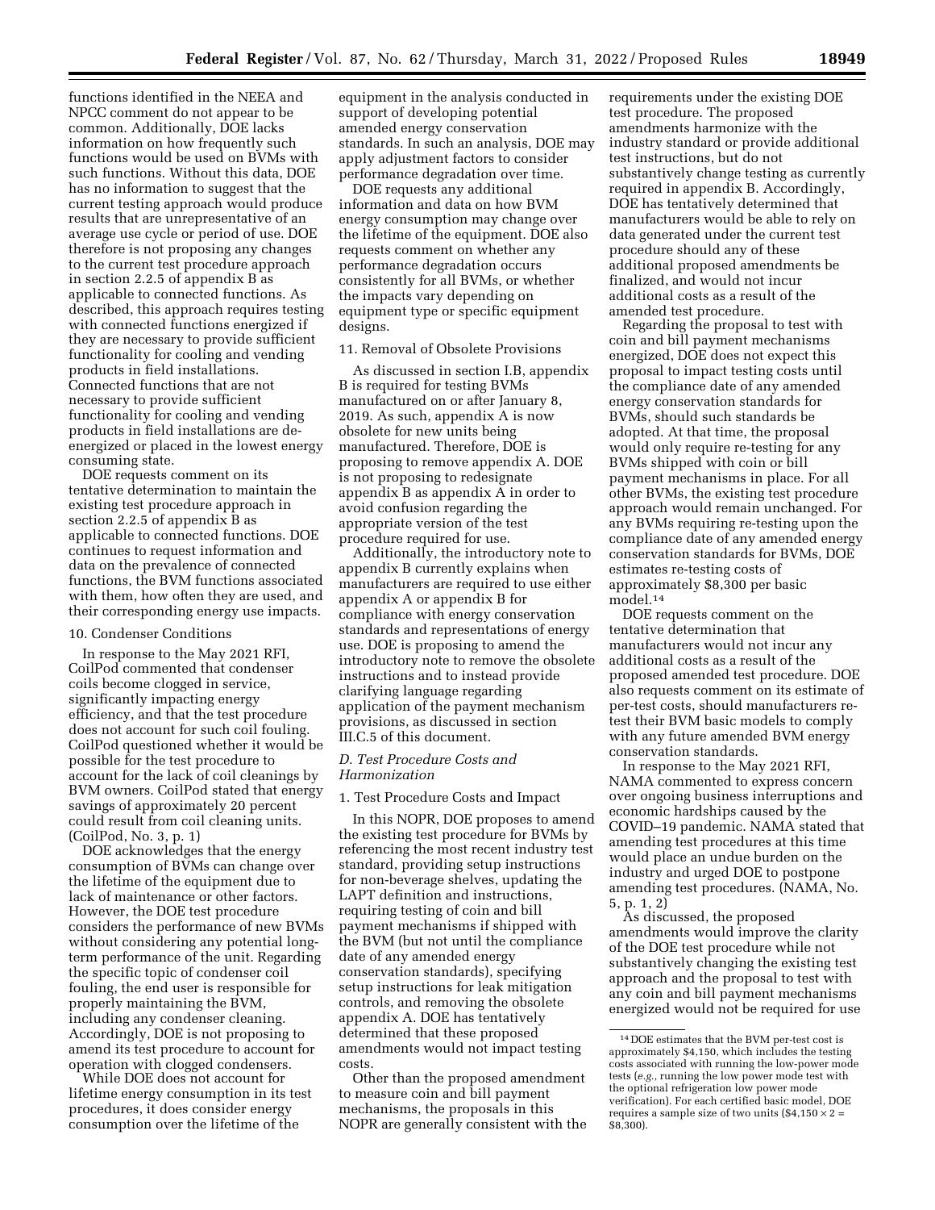functions identified in the NEEA and NPCC comment do not appear to be common. Additionally, DOE lacks information on how frequently such functions would be used on BVMs with such functions. Without this data, DOE has no information to suggest that the current testing approach would produce results that are unrepresentative of an average use cycle or period of use. DOE therefore is not proposing any changes to the current test procedure approach in section 2.2.5 of appendix B as applicable to connected functions. As described, this approach requires testing with connected functions energized if they are necessary to provide sufficient functionality for cooling and vending products in field installations. Connected functions that are not necessary to provide sufficient functionality for cooling and vending products in field installations are de-energized or placed in the lowest energy consuming state.

DOE requests comment on its tentative determination to maintain the existing test procedure approach in section 2.2.5 of appendix B as applicable to connected functions. DOE continues to request information and data on the prevalence of connected functions, the BVM functions associated with them, how often they are used, and their corresponding energy use impacts.

#### 10. Condenser Conditions

In response to the May 2021 RFI, CoilPod commented that condenser coils become clogged in service, significantly impacting energy efficiency, and that the test procedure does not account for such coil fouling. CoilPod questioned whether it would be possible for the test procedure to account for the lack of coil cleanings by BVM owners. CoilPod stated that energy savings of approximately 20 percent could result from coil cleaning units. (CoilPod, No. 3, p. 1)

DOE acknowledges that the energy consumption of BVMs can change over the lifetime of the equipment due to lack of maintenance or other factors. However, the DOE test procedure considers the performance of new BVMs without considering any potential long-term performance of the unit. Regarding the specific topic of condenser coil fouling, the end user is responsible for properly maintaining the BVM, including any condenser cleaning. Accordingly, DOE is not proposing to amend its test procedure to account for operation with clogged condensers.

While DOE does not account for lifetime energy consumption in its test procedures, it does consider energy consumption over the lifetime of the equipment in the analysis conducted in support of developing potential amended energy conservation standards. In such an analysis, DOE may apply adjustment factors to consider performance degradation over time.

DOE requests any additional information and data on how BVM energy consumption may change over the lifetime of the equipment. DOE also requests comment on whether any performance degradation occurs consistently for all BVMs, or whether the impacts vary depending on equipment type or specific equipment designs.

#### 11. Removal of Obsolete Provisions

As discussed in section I.B, appendix B is required for testing BVMs manufactured on or after January 8, 2019. As such, appendix A is now obsolete for new units being manufactured. Therefore, DOE is proposing to remove appendix A. DOE is not proposing to redesignate appendix B as appendix A in order to avoid confusion regarding the appropriate version of the test procedure required for use.

Additionally, the introductory note to appendix B currently explains when manufacturers are required to use either appendix A or appendix B for compliance with energy conservation standards and representations of energy use. DOE is proposing to amend the introductory note to remove the obsolete instructions and to instead provide clarifying language regarding application of the payment mechanism provisions, as discussed in section III.C.5 of this document.

### *D. Test Procedure Costs and Harmonization*

#### 1. Test Procedure Costs and Impact

In this NOPR, DOE proposes to amend the existing test procedure for BVMs by referencing the most recent industry test standard, providing setup instructions for non-beverage shelves, updating the LAPT definition and instructions, requiring testing of coin and bill payment mechanisms if shipped with the BVM (but not until the compliance date of any amended energy conservation standards), specifying setup instructions for leak mitigation controls, and removing the obsolete appendix A. DOE has tentatively determined that these proposed amendments would not impact testing costs.

Other than the proposed amendment to measure coin and bill payment mechanisms, the proposals in this NOPR are generally consistent with the requirements under the existing DOE test procedure. The proposed amendments harmonize with the industry standard or provide additional test instructions, but do not substantively change testing as currently required in appendix B. Accordingly, DOE has tentatively determined that manufacturers would be able to rely on data generated under the current test procedure should any of these additional proposed amendments be finalized, and would not incur additional costs as a result of the amended test procedure.

Regarding the proposal to test with coin and bill payment mechanisms energized, DOE does not expect this proposal to impact testing costs until the compliance date of any amended energy conservation standards for BVMs, should such standards be adopted. At that time, the proposal would only require re-testing for any BVMs shipped with coin or bill payment mechanisms in place. For all other BVMs, the existing test procedure approach would remain unchanged. For any BVMs requiring re-testing upon the compliance date of any amended energy conservation standards for BVMs, DOE estimates re-testing costs of approximately $8,300 per basic model.[14]

DOE requests comment on the tentative determination that manufacturers would not incur any additional costs as a result of the proposed amended test procedure. DOE also requests comment on its estimate of per-test costs, should manufacturers re-test their BVM basic models to comply with any future amended BVM energy conservation standards.

In response to the May 2021 RFI, NAMA commented to express concern over ongoing business interruptions and economic hardships caused by the COVID–19 pandemic. NAMA stated that amending test procedures at this time would place an undue burden on the industry and urged DOE to postpone amending test procedures. (NAMA, No. 5, p. 1, 2)

As discussed, the proposed amendments would improve the clarity of the DOE test procedure while not substantively changing the existing test approach and the proposal to test with any coin and bill payment mechanisms energized would not be required for use

[14] DOE estimates that the BVM per-test cost is approximately $4,150, which includes the testing costs associated with running the low-power mode tests (*e.g.,* running the low power mode test with the optional refrigeration low power mode verification). For each certified basic model, DOE requires a sample size of two units ($\$4,150 \times 2 = \$8,300$).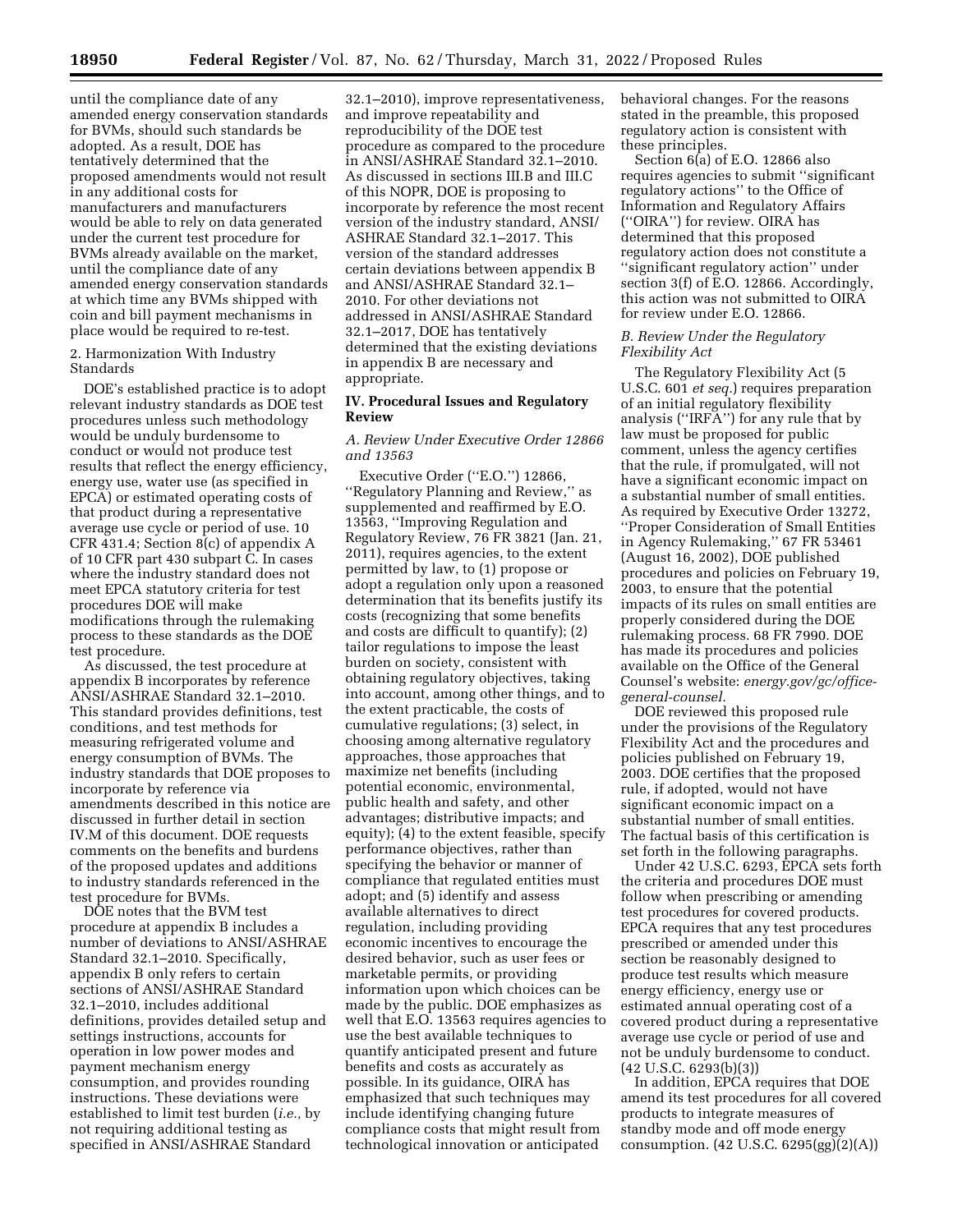until the compliance date of any amended energy conservation standards for BVMs, should such standards be adopted. As a result, DOE has tentatively determined that the proposed amendments would not result in any additional costs for manufacturers and manufacturers would be able to rely on data generated under the current test procedure for BVMs already available on the market, until the compliance date of any amended energy conservation standards at which time any BVMs shipped with coin and bill payment mechanisms in place would be required to re-test.

2. Harmonization With Industry Standards

DOE's established practice is to adopt relevant industry standards as DOE test procedures unless such methodology would be unduly burdensome to conduct or would not produce test results that reflect the energy efficiency, energy use, water use (as specified in EPCA) or estimated operating costs of that product during a representative average use cycle or period of use. 10 CFR 431.4; Section 8(c) of appendix A of 10 CFR part 430 subpart C. In cases where the industry standard does not meet EPCA statutory criteria for test procedures DOE will make modifications through the rulemaking process to these standards as the DOE test procedure.

As discussed, the test procedure at appendix B incorporates by reference ANSI/ASHRAE Standard 32.1–2010. This standard provides definitions, test conditions, and test methods for measuring refrigerated volume and energy consumption of BVMs. The industry standards that DOE proposes to incorporate by reference via amendments described in this notice are discussed in further detail in section IV.M of this document. DOE requests comments on the benefits and burdens of the proposed updates and additions to industry standards referenced in the test procedure for BVMs.

DOE notes that the BVM test procedure at appendix B includes a number of deviations to ANSI/ASHRAE Standard 32.1–2010. Specifically, appendix B only refers to certain sections of ANSI/ASHRAE Standard 32.1–2010, includes additional definitions, provides detailed setup and settings instructions, accounts for operation in low power modes and payment mechanism energy consumption, and provides rounding instructions. These deviations were established to limit test burden (*i.e.,* by not requiring additional testing as specified in ANSI/ASHRAE Standard 32.1–2010), improve representativeness, and improve repeatability and reproducibility of the DOE test procedure as compared to the procedure in ANSI/ASHRAE Standard 32.1–2010. As discussed in sections III.B and III.C of this NOPR, DOE is proposing to incorporate by reference the most recent version of the industry standard, ANSI/ASHRAE Standard 32.1–2017. This version of the standard addresses certain deviations between appendix B and ANSI/ASHRAE Standard 32.1–2010. For other deviations not addressed in ANSI/ASHRAE Standard 32.1–2017, DOE has tentatively determined that the existing deviations in appendix B are necessary and appropriate.

## IV. Procedural Issues and Regulatory Review

### A. Review Under Executive Order 12866 and 13563

Executive Order (''E.O.'') 12866, ''Regulatory Planning and Review,'' as supplemented and reaffirmed by E.O. 13563, ''Improving Regulation and Regulatory Review, 76 FR 3821 (Jan. 21, 2011), requires agencies, to the extent permitted by law, to (1) propose or adopt a regulation only upon a reasoned determination that its benefits justify its costs (recognizing that some benefits and costs are difficult to quantify); (2) tailor regulations to impose the least burden on society, consistent with obtaining regulatory objectives, taking into account, among other things, and to the extent practicable, the costs of cumulative regulations; (3) select, in choosing among alternative regulatory approaches, those approaches that maximize net benefits (including potential economic, environmental, public health and safety, and other advantages; distributive impacts; and equity); (4) to the extent feasible, specify performance objectives, rather than specifying the behavior or manner of compliance that regulated entities must adopt; and (5) identify and assess available alternatives to direct regulation, including providing economic incentives to encourage the desired behavior, such as user fees or marketable permits, or providing information upon which choices can be made by the public. DOE emphasizes as well that E.O. 13563 requires agencies to use the best available techniques to quantify anticipated present and future benefits and costs as accurately as possible. In its guidance, OIRA has emphasized that such techniques may include identifying changing future compliance costs that might result from technological innovation or anticipated behavioral changes. For the reasons stated in the preamble, this proposed regulatory action is consistent with these principles.

Section 6(a) of E.O. 12866 also requires agencies to submit ''significant regulatory actions'' to the Office of Information and Regulatory Affairs (''OIRA'') for review. OIRA has determined that this proposed regulatory action does not constitute a ''significant regulatory action'' under section 3(f) of E.O. 12866. Accordingly, this action was not submitted to OIRA for review under E.O. 12866.

### B. Review Under the Regulatory Flexibility Act

The Regulatory Flexibility Act (5 U.S.C. 601 *et seq.*) requires preparation of an initial regulatory flexibility analysis (''IRFA'') for any rule that by law must be proposed for public comment, unless the agency certifies that the rule, if promulgated, will not have a significant economic impact on a substantial number of small entities. As required by Executive Order 13272, ''Proper Consideration of Small Entities in Agency Rulemaking,'' 67 FR 53461 (August 16, 2002), DOE published procedures and policies on February 19, 2003, to ensure that the potential impacts of its rules on small entities are properly considered during the DOE rulemaking process. 68 FR 7990. DOE has made its procedures and policies available on the Office of the General Counsel's website: *energy.gov/gc/office-general-counsel.*

DOE reviewed this proposed rule under the provisions of the Regulatory Flexibility Act and the procedures and policies published on February 19, 2003. DOE certifies that the proposed rule, if adopted, would not have significant economic impact on a substantial number of small entities. The factual basis of this certification is set forth in the following paragraphs.

Under 42 U.S.C. 6293, EPCA sets forth the criteria and procedures DOE must follow when prescribing or amending test procedures for covered products. EPCA requires that any test procedures prescribed or amended under this section be reasonably designed to produce test results which measure energy efficiency, energy use or estimated annual operating cost of a covered product during a representative average use cycle or period of use and not be unduly burdensome to conduct. (42 U.S.C. 6293(b)(3))

In addition, EPCA requires that DOE amend its test procedures for all covered products to integrate measures of standby mode and off mode energy consumption. (42 U.S.C. 6295(gg)(2)(A))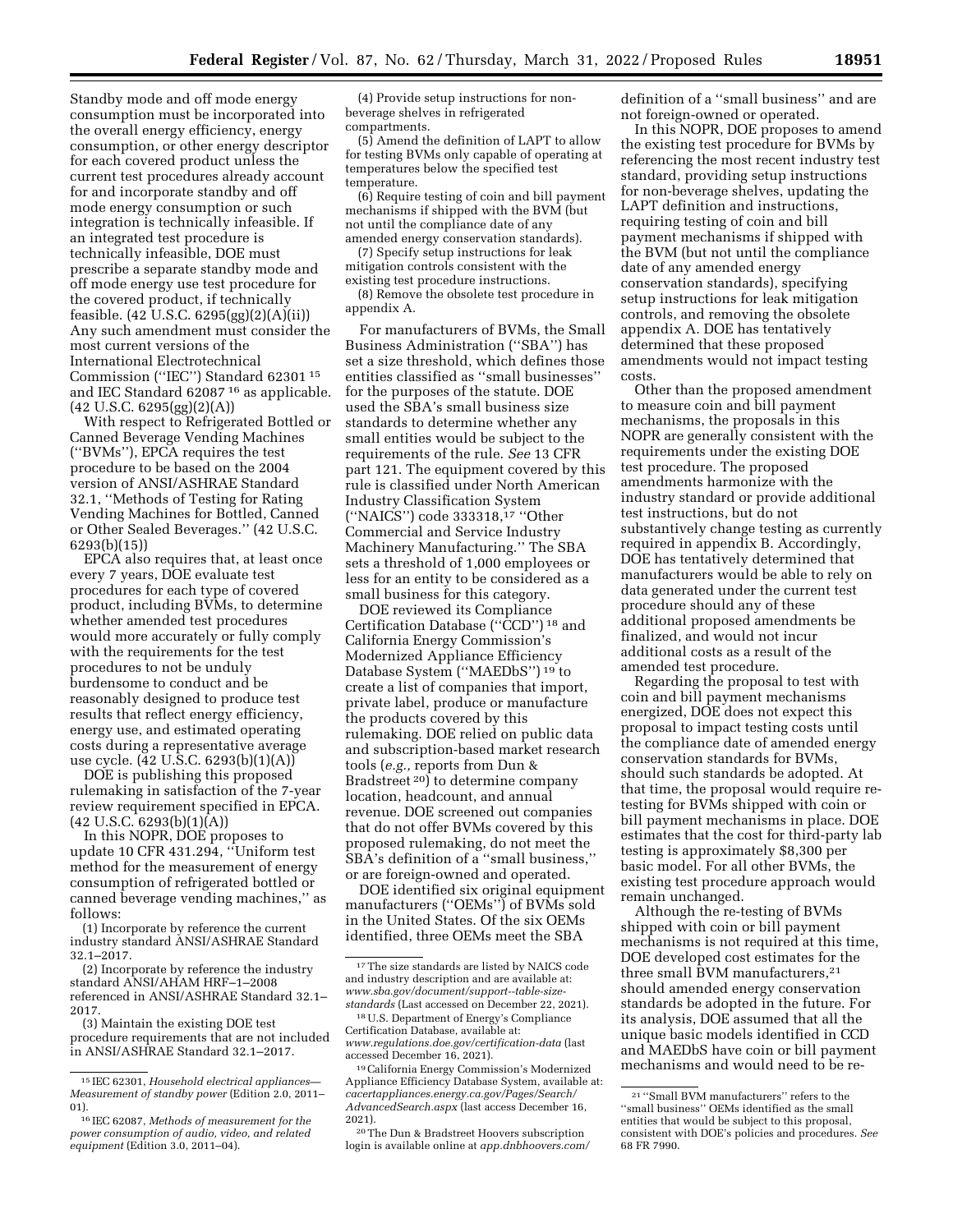Standby mode and off mode energy consumption must be incorporated into the overall energy efficiency, energy consumption, or other energy descriptor for each covered product unless the current test procedures already account for and incorporate standby and off mode energy consumption or such integration is technically infeasible. If an integrated test procedure is technically infeasible, DOE must prescribe a separate standby mode and off mode energy use test procedure for the covered product, if technically feasible. (42 U.S.C. 6295(gg)(2)(A)(ii)) Any such amendment must consider the most current versions of the International Electrotechnical Commission (''IEC'') Standard 62301 [15] and IEC Standard 62087 [16] as applicable. (42 U.S.C. 6295(gg)(2)(A))

With respect to Refrigerated Bottled or Canned Beverage Vending Machines (''BVMs''), EPCA requires the test procedure to be based on the 2004 version of ANSI/ASHRAE Standard 32.1, ''Methods of Testing for Rating Vending Machines for Bottled, Canned or Other Sealed Beverages.'' (42 U.S.C. 6293(b)(15))

EPCA also requires that, at least once every 7 years, DOE evaluate test procedures for each type of covered product, including BVMs, to determine whether amended test procedures would more accurately or fully comply with the requirements for the test procedures to not be unduly burdensome to conduct and be reasonably designed to produce test results that reflect energy efficiency, energy use, and estimated operating costs during a representative average use cycle. (42 U.S.C. 6293(b)(1)(A))

DOE is publishing this proposed rulemaking in satisfaction of the 7-year review requirement specified in EPCA. (42 U.S.C. 6293(b)(1)(A))

In this NOPR, DOE proposes to update 10 CFR 431.294, ''Uniform test method for the measurement of energy consumption of refrigerated bottled or canned beverage vending machines,'' as follows:

(1) Incorporate by reference the current industry standard ANSI/ASHRAE Standard 32.1–2017.

(2) Incorporate by reference the industry standard ANSI/AHAM HRF–1–2008 referenced in ANSI/ASHRAE Standard 32.1–2017.

(3) Maintain the existing DOE test procedure requirements that are not included in ANSI/ASHRAE Standard 32.1–2017.

(4) Provide setup instructions for non-beverage shelves in refrigerated compartments.

(5) Amend the definition of LAPT to allow for testing BVMs only capable of operating at temperatures below the specified test temperature.

(6) Require testing of coin and bill payment mechanisms if shipped with the BVM (but not until the compliance date of any amended energy conservation standards).

(7) Specify setup instructions for leak mitigation controls consistent with the existing test procedure instructions.

(8) Remove the obsolete test procedure in appendix A.

For manufacturers of BVMs, the Small Business Administration (''SBA'') has set a size threshold, which defines those entities classified as ''small businesses'' for the purposes of the statute. DOE used the SBA's small business size standards to determine whether any small entities would be subject to the requirements of the rule. *See* 13 CFR part 121. The equipment covered by this rule is classified under North American Industry Classification System (''NAICS'') code 333318,[17] ''Other Commercial and Service Industry Machinery Manufacturing.'' The SBA sets a threshold of 1,000 employees or less for an entity to be considered as a small business for this category.

DOE reviewed its Compliance Certification Database (''CCD'') [18] and California Energy Commission's Modernized Appliance Efficiency Database System (''MAEDbS'') [19] to create a list of companies that import, private label, produce or manufacture the products covered by this rulemaking. DOE relied on public data and subscription-based market research tools (*e.g.,* reports from Dun & Bradstreet [20]) to determine company location, headcount, and annual revenue. DOE screened out companies that do not offer BVMs covered by this proposed rulemaking, do not meet the SBA's definition of a ''small business,'' or are foreign-owned and operated.

DOE identified six original equipment manufacturers (''OEMs'') of BVMs sold in the United States. Of the six OEMs identified, three OEMs meet the SBA definition of a ''small business'' and are not foreign-owned or operated.

In this NOPR, DOE proposes to amend the existing test procedure for BVMs by referencing the most recent industry test standard, providing setup instructions for non-beverage shelves, updating the LAPT definition and instructions, requiring testing of coin and bill payment mechanisms if shipped with the BVM (but not until the compliance date of any amended energy conservation standards), specifying setup instructions for leak mitigation controls, and removing the obsolete appendix A. DOE has tentatively determined that these proposed amendments would not impact testing costs.

Other than the proposed amendment to measure coin and bill payment mechanisms, the proposals in this NOPR are generally consistent with the requirements under the existing DOE test procedure. The proposed amendments harmonize with the industry standard or provide additional test instructions, but do not substantively change testing as currently required in appendix B. Accordingly, DOE has tentatively determined that manufacturers would be able to rely on data generated under the current test procedure should any of these additional proposed amendments be finalized, and would not incur additional costs as a result of the amended test procedure.

Regarding the proposal to test with coin and bill payment mechanisms energized, DOE does not expect this proposal to impact testing costs until the compliance date of amended energy conservation standards for BVMs, should such standards be adopted. At that time, the proposal would require re-testing for BVMs shipped with coin or bill payment mechanisms in place. DOE estimates that the cost for third-party lab testing is approximately $8,300 per basic model. For all other BVMs, the existing test procedure approach would remain unchanged.

Although the re-testing of BVMs shipped with coin or bill payment mechanisms is not required at this time, DOE developed cost estimates for the three small BVM manufacturers,[21] should amended energy conservation standards be adopted in the future. For its analysis, DOE assumed that all the unique basic models identified in CCD and MAEDbS have coin or bill payment mechanisms and would need to be re-

---

[15] IEC 62301, *Household electrical appliances—Measurement of standby power* (Edition 2.0, 2011–01).

[16] IEC 62087, *Methods of measurement for the power consumption of audio, video, and related equipment* (Edition 3.0, 2011–04).

[17] The size standards are listed by NAICS code and industry description and are available at: *www.sba.gov/document/support--table-size-standards* (Last accessed on December 22, 2021).

[18] U.S. Department of Energy's Compliance Certification Database, available at: *www.regulations.doe.gov/certification-data* (last accessed December 16, 2021).

[19] California Energy Commission's Modernized Appliance Efficiency Database System, available at: *cacertappliances.energy.ca.gov/Pages/Search/AdvancedSearch.aspx* (last access December 16, 2021).

[20] The Dun & Bradstreet Hoovers subscription login is available online at *app.dnbhoovers.com/*

[21] ''Small BVM manufacturers'' refers to the ''small business'' OEMs identified as the small entities that would be subject to this proposal, consistent with DOE's policies and procedures. *See* 68 FR 7990.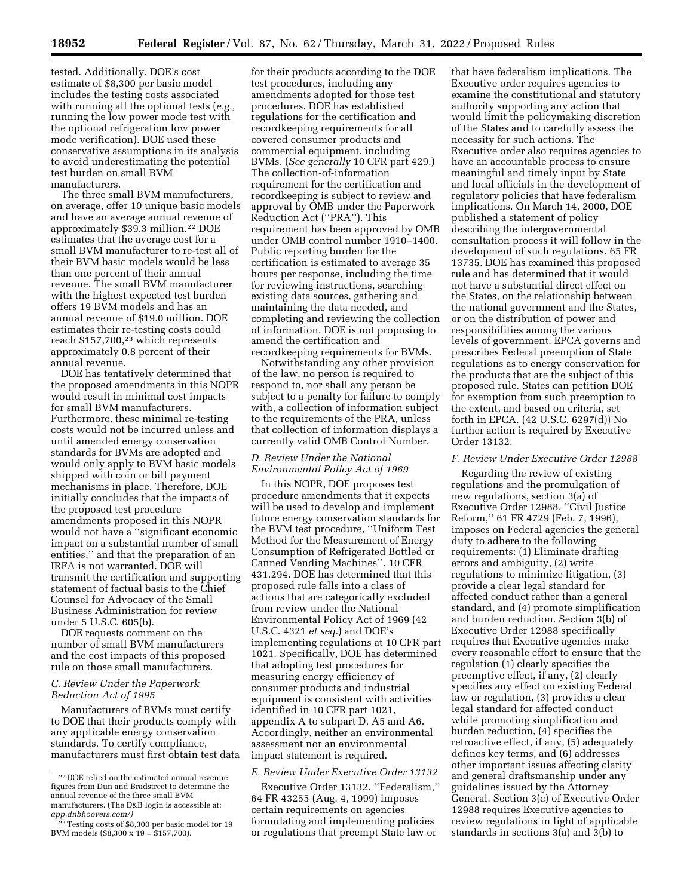tested. Additionally, DOE's cost estimate of $8,300 per basic model includes the testing costs associated with running all the optional tests (*e.g.,* running the low power mode test with the optional refrigeration low power mode verification). DOE used these conservative assumptions in its analysis to avoid underestimating the potential test burden on small BVM manufacturers.

The three small BVM manufacturers, on average, offer 10 unique basic models and have an average annual revenue of approximately $39.3 million.[22] DOE estimates that the average cost for a small BVM manufacturer to re-test all of their BVM basic models would be less than one percent of their annual revenue. The small BVM manufacturer with the highest expected test burden offers 19 BVM models and has an annual revenue of $19.0 million. DOE estimates their re-testing costs could reach $157,700,[23] which represents approximately 0.8 percent of their annual revenue.

DOE has tentatively determined that the proposed amendments in this NOPR would result in minimal cost impacts for small BVM manufacturers. Furthermore, these minimal re-testing costs would not be incurred unless and until amended energy conservation standards for BVMs are adopted and would only apply to BVM basic models shipped with coin or bill payment mechanisms in place. Therefore, DOE initially concludes that the impacts of the proposed test procedure amendments proposed in this NOPR would not have a ''significant economic impact on a substantial number of small entities,'' and that the preparation of an IRFA is not warranted. DOE will transmit the certification and supporting statement of factual basis to the Chief Counsel for Advocacy of the Small Business Administration for review under 5 U.S.C. 605(b).

DOE requests comment on the number of small BVM manufacturers and the cost impacts of this proposed rule on those small manufacturers.

### *C. Review Under the Paperwork Reduction Act of 1995*

Manufacturers of BVMs must certify to DOE that their products comply with any applicable energy conservation standards. To certify compliance, manufacturers must first obtain test data for their products according to the DOE test procedures, including any amendments adopted for those test procedures. DOE has established regulations for the certification and recordkeeping requirements for all covered consumer products and commercial equipment, including BVMs. (*See generally* 10 CFR part 429.) The collection-of-information requirement for the certification and recordkeeping is subject to review and approval by OMB under the Paperwork Reduction Act (''PRA''). This requirement has been approved by OMB under OMB control number 1910–1400. Public reporting burden for the certification is estimated to average 35 hours per response, including the time for reviewing instructions, searching existing data sources, gathering and maintaining the data needed, and completing and reviewing the collection of information. DOE is not proposing to amend the certification and recordkeeping requirements for BVMs.

Notwithstanding any other provision of the law, no person is required to respond to, nor shall any person be subject to a penalty for failure to comply with, a collection of information subject to the requirements of the PRA, unless that collection of information displays a currently valid OMB Control Number.

### *D. Review Under the National Environmental Policy Act of 1969*

In this NOPR, DOE proposes test procedure amendments that it expects will be used to develop and implement future energy conservation standards for the BVM test procedure, ''Uniform Test Method for the Measurement of Energy Consumption of Refrigerated Bottled or Canned Vending Machines''. 10 CFR 431.294. DOE has determined that this proposed rule falls into a class of actions that are categorically excluded from review under the National Environmental Policy Act of 1969 (42 U.S.C. 4321 *et seq.*) and DOE's implementing regulations at 10 CFR part 1021. Specifically, DOE has determined that adopting test procedures for measuring energy efficiency of consumer products and industrial equipment is consistent with activities identified in 10 CFR part 1021, appendix A to subpart D, A5 and A6. Accordingly, neither an environmental assessment nor an environmental impact statement is required.

### *E. Review Under Executive Order 13132*

Executive Order 13132, ''Federalism,'' 64 FR 43255 (Aug. 4, 1999) imposes certain requirements on agencies formulating and implementing policies or regulations that preempt State law or that have federalism implications. The Executive order requires agencies to examine the constitutional and statutory authority supporting any action that would limit the policymaking discretion of the States and to carefully assess the necessity for such actions. The Executive order also requires agencies to have an accountable process to ensure meaningful and timely input by State and local officials in the development of regulatory policies that have federalism implications. On March 14, 2000, DOE published a statement of policy describing the intergovernmental consultation process it will follow in the development of such regulations. 65 FR 13735. DOE has examined this proposed rule and has determined that it would not have a substantial direct effect on the States, on the relationship between the national government and the States, or on the distribution of power and responsibilities among the various levels of government. EPCA governs and prescribes Federal preemption of State regulations as to energy conservation for the products that are the subject of this proposed rule. States can petition DOE for exemption from such preemption to the extent, and based on criteria, set forth in EPCA. (42 U.S.C. 6297(d)) No further action is required by Executive Order 13132.

### *F. Review Under Executive Order 12988*

Regarding the review of existing regulations and the promulgation of new regulations, section 3(a) of Executive Order 12988, ''Civil Justice Reform,'' 61 FR 4729 (Feb. 7, 1996), imposes on Federal agencies the general duty to adhere to the following requirements: (1) Eliminate drafting errors and ambiguity, (2) write regulations to minimize litigation, (3) provide a clear legal standard for affected conduct rather than a general standard, and (4) promote simplification and burden reduction. Section 3(b) of Executive Order 12988 specifically requires that Executive agencies make every reasonable effort to ensure that the regulation (1) clearly specifies the preemptive effect, if any, (2) clearly specifies any effect on existing Federal law or regulation, (3) provides a clear legal standard for affected conduct while promoting simplification and burden reduction, (4) specifies the retroactive effect, if any, (5) adequately defines key terms, and (6) addresses other important issues affecting clarity and general draftsmanship under any guidelines issued by the Attorney General. Section 3(c) of Executive Order 12988 requires Executive agencies to review regulations in light of applicable standards in sections 3(a) and 3(b) to

---

[22] DOE relied on the estimated annual revenue figures from Dun and Bradstreet to determine the annual revenue of the three small BVM manufacturers. (The D&B login is accessible at: *app.dnbhoovers.com/*)

[23] Testing costs of $8,300 per basic model for 19 BVM models ($8,300 x 19 = $157,700).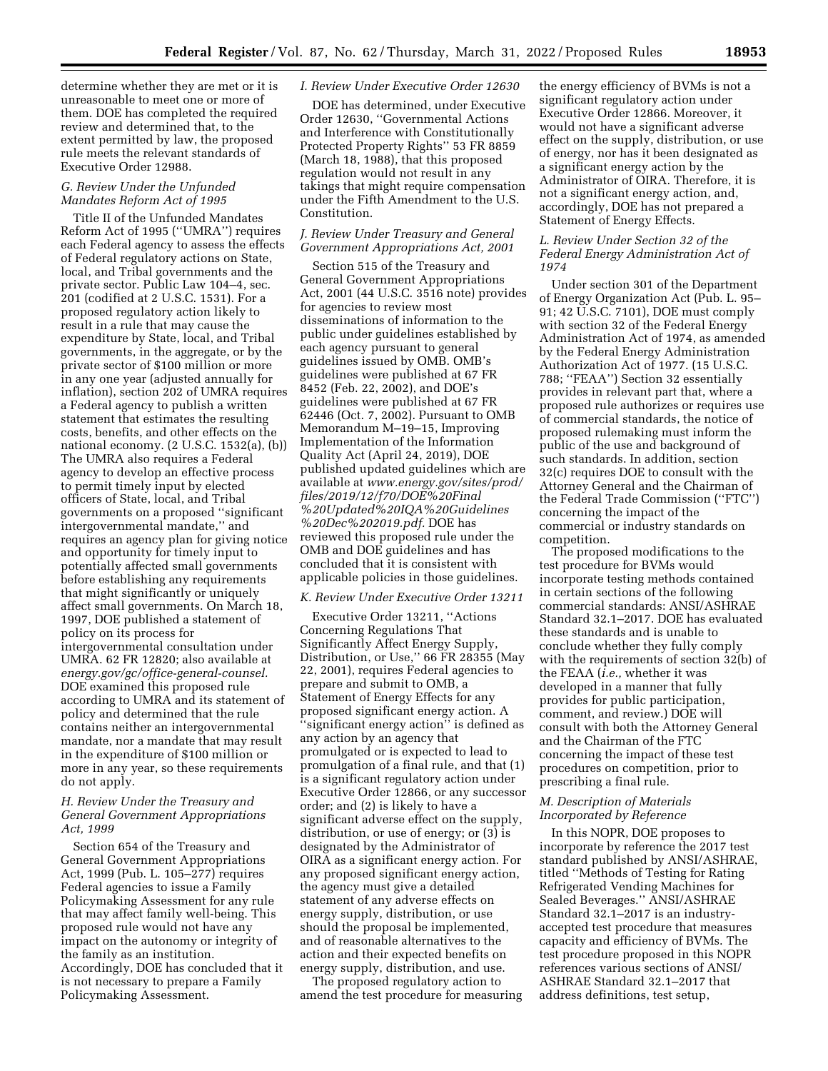determine whether they are met or it is unreasonable to meet one or more of them. DOE has completed the required review and determined that, to the extent permitted by law, the proposed rule meets the relevant standards of Executive Order 12988.

### G. Review Under the Unfunded Mandates Reform Act of 1995

Title II of the Unfunded Mandates Reform Act of 1995 (''UMRA'') requires each Federal agency to assess the effects of Federal regulatory actions on State, local, and Tribal governments and the private sector. Public Law 104–4, sec. 201 (codified at 2 U.S.C. 1531). For a proposed regulatory action likely to result in a rule that may cause the expenditure by State, local, and Tribal governments, in the aggregate, or by the private sector of $100 million or more in any one year (adjusted annually for inflation), section 202 of UMRA requires a Federal agency to publish a written statement that estimates the resulting costs, benefits, and other effects on the national economy. (2 U.S.C. 1532(a), (b)) The UMRA also requires a Federal agency to develop an effective process to permit timely input by elected officers of State, local, and Tribal governments on a proposed ''significant intergovernmental mandate,'' and requires an agency plan for giving notice and opportunity for timely input to potentially affected small governments before establishing any requirements that might significantly or uniquely affect small governments. On March 18, 1997, DOE published a statement of policy on its process for intergovernmental consultation under UMRA. 62 FR 12820; also available at *energy.gov/gc/office-general-counsel.* DOE examined this proposed rule according to UMRA and its statement of policy and determined that the rule contains neither an intergovernmental mandate, nor a mandate that may result in the expenditure of $100 million or more in any year, so these requirements do not apply.

### H. Review Under the Treasury and General Government Appropriations Act, 1999

Section 654 of the Treasury and General Government Appropriations Act, 1999 (Pub. L. 105–277) requires Federal agencies to issue a Family Policymaking Assessment for any rule that may affect family well-being. This proposed rule would not have any impact on the autonomy or integrity of the family as an institution. Accordingly, DOE has concluded that it is not necessary to prepare a Family Policymaking Assessment.

### I. Review Under Executive Order 12630

DOE has determined, under Executive Order 12630, ''Governmental Actions and Interference with Constitutionally Protected Property Rights'' 53 FR 8859 (March 18, 1988), that this proposed regulation would not result in any takings that might require compensation under the Fifth Amendment to the U.S. Constitution.

### J. Review Under Treasury and General Government Appropriations Act, 2001

Section 515 of the Treasury and General Government Appropriations Act, 2001 (44 U.S.C. 3516 note) provides for agencies to review most disseminations of information to the public under guidelines established by each agency pursuant to general guidelines issued by OMB. OMB's guidelines were published at 67 FR 8452 (Feb. 22, 2002), and DOE's guidelines were published at 67 FR 62446 (Oct. 7, 2002). Pursuant to OMB Memorandum M–19–15, Improving Implementation of the Information Quality Act (April 24, 2019), DOE published updated guidelines which are available at *www.energy.gov/sites/prod/files/2019/12/f70/DOE%20Final%20Updated%20IQA%20Guidelines%20Dec%202019.pdf.* DOE has reviewed this proposed rule under the OMB and DOE guidelines and has concluded that it is consistent with applicable policies in those guidelines.

### K. Review Under Executive Order 13211

Executive Order 13211, ''Actions Concerning Regulations That Significantly Affect Energy Supply, Distribution, or Use,'' 66 FR 28355 (May 22, 2001), requires Federal agencies to prepare and submit to OMB, a Statement of Energy Effects for any proposed significant energy action. A ''significant energy action'' is defined as any action by an agency that promulgated or is expected to lead to promulgation of a final rule, and that (1) is a significant regulatory action under Executive Order 12866, or any successor order; and (2) is likely to have a significant adverse effect on the supply, distribution, or use of energy; or (3) is designated by the Administrator of OIRA as a significant energy action. For any proposed significant energy action, the agency must give a detailed statement of any adverse effects on energy supply, distribution, or use should the proposal be implemented, and of reasonable alternatives to the action and their expected benefits on energy supply, distribution, and use.

The proposed regulatory action to amend the test procedure for measuring the energy efficiency of BVMs is not a significant regulatory action under Executive Order 12866. Moreover, it would not have a significant adverse effect on the supply, distribution, or use of energy, nor has it been designated as a significant energy action by the Administrator of OIRA. Therefore, it is not a significant energy action, and, accordingly, DOE has not prepared a Statement of Energy Effects.

### L. Review Under Section 32 of the Federal Energy Administration Act of 1974

Under section 301 of the Department of Energy Organization Act (Pub. L. 95–91; 42 U.S.C. 7101), DOE must comply with section 32 of the Federal Energy Administration Act of 1974, as amended by the Federal Energy Administration Authorization Act of 1977. (15 U.S.C. 788; ''FEAA'') Section 32 essentially provides in relevant part that, where a proposed rule authorizes or requires use of commercial standards, the notice of proposed rulemaking must inform the public of the use and background of such standards. In addition, section 32(c) requires DOE to consult with the Attorney General and the Chairman of the Federal Trade Commission (''FTC'') concerning the impact of the commercial or industry standards on competition.

The proposed modifications to the test procedure for BVMs would incorporate testing methods contained in certain sections of the following commercial standards: ANSI/ASHRAE Standard 32.1–2017. DOE has evaluated these standards and is unable to conclude whether they fully comply with the requirements of section 32(b) of the FEAA (*i.e.,* whether it was developed in a manner that fully provides for public participation, comment, and review.) DOE will consult with both the Attorney General and the Chairman of the FTC concerning the impact of these test procedures on competition, prior to prescribing a final rule.

### M. Description of Materials Incorporated by Reference

In this NOPR, DOE proposes to incorporate by reference the 2017 test standard published by ANSI/ASHRAE, titled ''Methods of Testing for Rating Refrigerated Vending Machines for Sealed Beverages.'' ANSI/ASHRAE Standard 32.1–2017 is an industry-accepted test procedure that measures capacity and efficiency of BVMs. The test procedure proposed in this NOPR references various sections of ANSI/ASHRAE Standard 32.1–2017 that address definitions, test setup,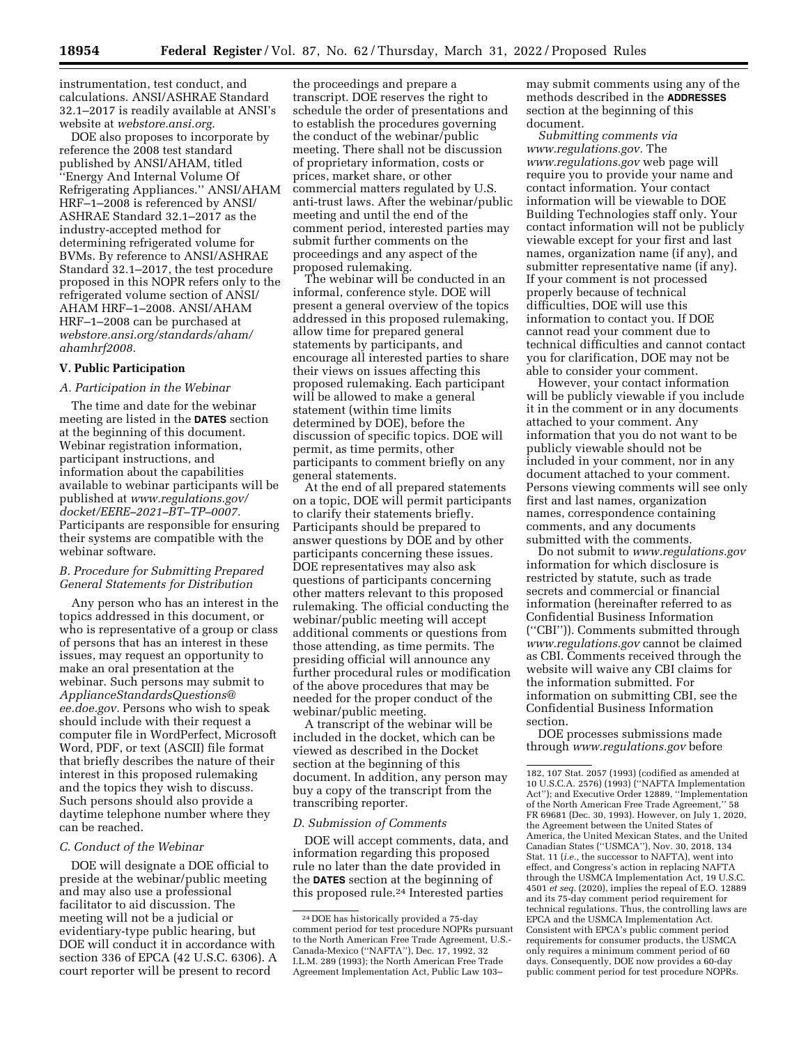instrumentation, test conduct, and calculations. ANSI/ASHRAE Standard 32.1–2017 is readily available at ANSI's website at *webstore.ansi.org.*

DOE also proposes to incorporate by reference the 2008 test standard published by ANSI/AHAM, titled ''Energy And Internal Volume Of Refrigerating Appliances.'' ANSI/AHAM HRF–1–2008 is referenced by ANSI/ASHRAE Standard 32.1–2017 as the industry-accepted method for determining refrigerated volume for BVMs. By reference to ANSI/ASHRAE Standard 32.1–2017, the test procedure proposed in this NOPR refers only to the refrigerated volume section of ANSI/AHAM HRF–1–2008. ANSI/AHAM HRF–1–2008 can be purchased at *webstore.ansi.org/standards/aham/ahamhrf2008.*

### V. Public Participation

#### *A. Participation in the Webinar*

The time and date for the webinar meeting are listed in the **DATES** section at the beginning of this document. Webinar registration information, participant instructions, and information about the capabilities available to webinar participants will be published at *www.regulations.gov/docket/EERE–2021–BT–TP–0007.* Participants are responsible for ensuring their systems are compatible with the webinar software.

#### *B. Procedure for Submitting Prepared General Statements for Distribution*

Any person who has an interest in the topics addressed in this document, or who is representative of a group or class of persons that has an interest in these issues, may request an opportunity to make an oral presentation at the webinar. Such persons may submit to *ApplianceStandardsQuestions@ee.doe.gov.* Persons who wish to speak should include with their request a computer file in WordPerfect, Microsoft Word, PDF, or text (ASCII) file format that briefly describes the nature of their interest in this proposed rulemaking and the topics they wish to discuss. Such persons should also provide a daytime telephone number where they can be reached.

#### *C. Conduct of the Webinar*

DOE will designate a DOE official to preside at the webinar/public meeting and may also use a professional facilitator to aid discussion. The meeting will not be a judicial or evidentiary-type public hearing, but DOE will conduct it in accordance with section 336 of EPCA (42 U.S.C. 6306). A court reporter will be present to record the proceedings and prepare a transcript. DOE reserves the right to schedule the order of presentations and to establish the procedures governing the conduct of the webinar/public meeting. There shall not be discussion of proprietary information, costs or prices, market share, or other commercial matters regulated by U.S. anti-trust laws. After the webinar/public meeting and until the end of the comment period, interested parties may submit further comments on the proceedings and any aspect of the proposed rulemaking.

The webinar will be conducted in an informal, conference style. DOE will present a general overview of the topics addressed in this proposed rulemaking, allow time for prepared general statements by participants, and encourage all interested parties to share their views on issues affecting this proposed rulemaking. Each participant will be allowed to make a general statement (within time limits determined by DOE), before the discussion of specific topics. DOE will permit, as time permits, other participants to comment briefly on any general statements.

At the end of all prepared statements on a topic, DOE will permit participants to clarify their statements briefly. Participants should be prepared to answer questions by DOE and by other participants concerning these issues. DOE representatives may also ask questions of participants concerning other matters relevant to this proposed rulemaking. The official conducting the webinar/public meeting will accept additional comments or questions from those attending, as time permits. The presiding official will announce any further procedural rules or modification of the above procedures that may be needed for the proper conduct of the webinar/public meeting.

A transcript of the webinar will be included in the docket, which can be viewed as described in the Docket section at the beginning of this document. In addition, any person may buy a copy of the transcript from the transcribing reporter.

#### *D. Submission of Comments*

DOE will accept comments, data, and information regarding this proposed rule no later than the date provided in the **DATES** section at the beginning of this proposed rule.[24] Interested parties may submit comments using any of the methods described in the **ADDRESSES** section at the beginning of this document.

*Submitting comments via www.regulations.gov.* The *www.regulations.gov* web page will require you to provide your name and contact information. Your contact information will be viewable to DOE Building Technologies staff only. Your contact information will not be publicly viewable except for your first and last names, organization name (if any), and submitter representative name (if any). If your comment is not processed properly because of technical difficulties, DOE will use this information to contact you. If DOE cannot read your comment due to technical difficulties and cannot contact you for clarification, DOE may not be able to consider your comment.

However, your contact information will be publicly viewable if you include it in the comment or in any documents attached to your comment. Any information that you do not want to be publicly viewable should not be included in your comment, nor in any document attached to your comment. Persons viewing comments will see only first and last names, organization names, correspondence containing comments, and any documents submitted with the comments.

Do not submit to *www.regulations.gov* information for which disclosure is restricted by statute, such as trade secrets and commercial or financial information (hereinafter referred to as Confidential Business Information (''CBI'')). Comments submitted through *www.regulations.gov* cannot be claimed as CBI. Comments received through the website will waive any CBI claims for the information submitted. For information on submitting CBI, see the Confidential Business Information section.

DOE processes submissions made through *www.regulations.gov* before

---

[24] DOE has historically provided a 75-day comment period for test procedure NOPRs pursuant to the North American Free Trade Agreement, U.S.-Canada-Mexico (''NAFTA''), Dec. 17, 1992, 32 I.L.M. 289 (1993); the North American Free Trade Agreement Implementation Act, Public Law 103–182, 107 Stat. 2057 (1993) (codified as amended at 10 U.S.C.A. 2576) (1993) (''NAFTA Implementation Act''); and Executive Order 12889, ''Implementation of the North American Free Trade Agreement,'' 58 FR 69681 (Dec. 30, 1993). However, on July 1, 2020, the Agreement between the United States of America, the United Mexican States, and the United Canadian States (''USMCA''), Nov. 30, 2018, 134 Stat. 11 (*i.e.,* the successor to NAFTA), went into effect, and Congress's action in replacing NAFTA through the USMCA Implementation Act, 19 U.S.C. 4501 *et seq.* (2020), implies the repeal of E.O. 12889 and its 75-day comment period requirement for technical regulations. Thus, the controlling laws are EPCA and the USMCA Implementation Act. Consistent with EPCA's public comment period requirements for consumer products, the USMCA only requires a minimum comment period of 60 days. Consequently, DOE now provides a 60-day public comment period for test procedure NOPRs.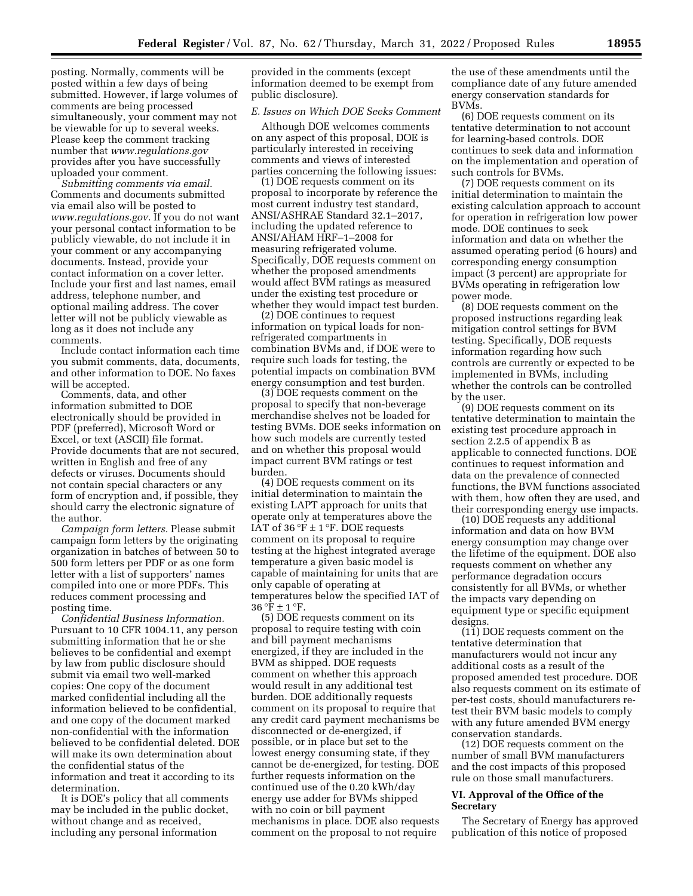posting. Normally, comments will be posted within a few days of being submitted. However, if large volumes of comments are being processed simultaneously, your comment may not be viewable for up to several weeks. Please keep the comment tracking number that *www.regulations.gov* provides after you have successfully uploaded your comment.

*Submitting comments via email.* Comments and documents submitted via email also will be posted to *www.regulations.gov.* If you do not want your personal contact information to be publicly viewable, do not include it in your comment or any accompanying documents. Instead, provide your contact information on a cover letter. Include your first and last names, email address, telephone number, and optional mailing address. The cover letter will not be publicly viewable as long as it does not include any comments.

Include contact information each time you submit comments, data, documents, and other information to DOE. No faxes will be accepted.

Comments, data, and other information submitted to DOE electronically should be provided in PDF (preferred), Microsoft Word or Excel, or text (ASCII) file format. Provide documents that are not secured, written in English and free of any defects or viruses. Documents should not contain special characters or any form of encryption and, if possible, they should carry the electronic signature of the author.

*Campaign form letters.* Please submit campaign form letters by the originating organization in batches of between 50 to 500 form letters per PDF or as one form letter with a list of supporters' names compiled into one or more PDFs. This reduces comment processing and posting time.

*Confidential Business Information.* Pursuant to 10 CFR 1004.11, any person submitting information that he or she believes to be confidential and exempt by law from public disclosure should submit via email two well-marked copies: One copy of the document marked confidential including all the information believed to be confidential, and one copy of the document marked non-confidential with the information believed to be confidential deleted. DOE will make its own determination about the confidential status of the information and treat it according to its determination.

It is DOE's policy that all comments may be included in the public docket, without change and as received, including any personal information provided in the comments (except information deemed to be exempt from public disclosure).

### E. Issues on Which DOE Seeks Comment

Although DOE welcomes comments on any aspect of this proposal, DOE is particularly interested in receiving comments and views of interested parties concerning the following issues:

(1) DOE requests comment on its proposal to incorporate by reference the most current industry test standard, ANSI/ASHRAE Standard 32.1–2017, including the updated reference to ANSI/AHAM HRF–1–2008 for measuring refrigerated volume. Specifically, DOE requests comment on whether the proposed amendments would affect BVM ratings as measured under the existing test procedure or whether they would impact test burden.

(2) DOE continues to request information on typical loads for non-refrigerated compartments in combination BVMs and, if DOE were to require such loads for testing, the potential impacts on combination BVM energy consumption and test burden.

(3) DOE requests comment on the proposal to specify that non-beverage merchandise shelves not be loaded for testing BVMs. DOE seeks information on how such models are currently tested and on whether this proposal would impact current BVM ratings or test burden.

(4) DOE requests comment on its initial determination to maintain the existing LAPT approach for units that operate only at temperatures above the IAT of 36 °F ± 1 °F. DOE requests comment on its proposal to require testing at the highest integrated average temperature a given basic model is capable of maintaining for units that are only capable of operating at temperatures below the specified IAT of 36 °F ± 1 °F.

(5) DOE requests comment on its proposal to require testing with coin and bill payment mechanisms energized, if they are included in the BVM as shipped. DOE requests comment on whether this approach would result in any additional test burden. DOE additionally requests comment on its proposal to require that any credit card payment mechanisms be disconnected or de-energized, if possible, or in place but set to the lowest energy consuming state, if they cannot be de-energized, for testing. DOE further requests information on the continued use of the 0.20 kWh/day energy use adder for BVMs shipped with no coin or bill payment mechanisms in place. DOE also requests comment on the proposal to not require the use of these amendments until the compliance date of any future amended energy conservation standards for BVMs.

(6) DOE requests comment on its tentative determination to not account for learning-based controls. DOE continues to seek data and information on the implementation and operation of such controls for BVMs.

(7) DOE requests comment on its initial determination to maintain the existing calculation approach to account for operation in refrigeration low power mode. DOE continues to seek information and data on whether the assumed operating period (6 hours) and corresponding energy consumption impact (3 percent) are appropriate for BVMs operating in refrigeration low power mode.

(8) DOE requests comment on the proposed instructions regarding leak mitigation control settings for BVM testing. Specifically, DOE requests information regarding how such controls are currently or expected to be implemented in BVMs, including whether the controls can be controlled by the user.

(9) DOE requests comment on its tentative determination to maintain the existing test procedure approach in section 2.2.5 of appendix B as applicable to connected functions. DOE continues to request information and data on the prevalence of connected functions, the BVM functions associated with them, how often they are used, and their corresponding energy use impacts.

(10) DOE requests any additional information and data on how BVM energy consumption may change over the lifetime of the equipment. DOE also requests comment on whether any performance degradation occurs consistently for all BVMs, or whether the impacts vary depending on equipment type or specific equipment designs.

(11) DOE requests comment on the tentative determination that manufacturers would not incur any additional costs as a result of the proposed amended test procedure. DOE also requests comment on its estimate of per-test costs, should manufacturers re-test their BVM basic models to comply with any future amended BVM energy conservation standards.

(12) DOE requests comment on the number of small BVM manufacturers and the cost impacts of this proposed rule on those small manufacturers.

## VI. Approval of the Office of the Secretary

The Secretary of Energy has approved publication of this notice of proposed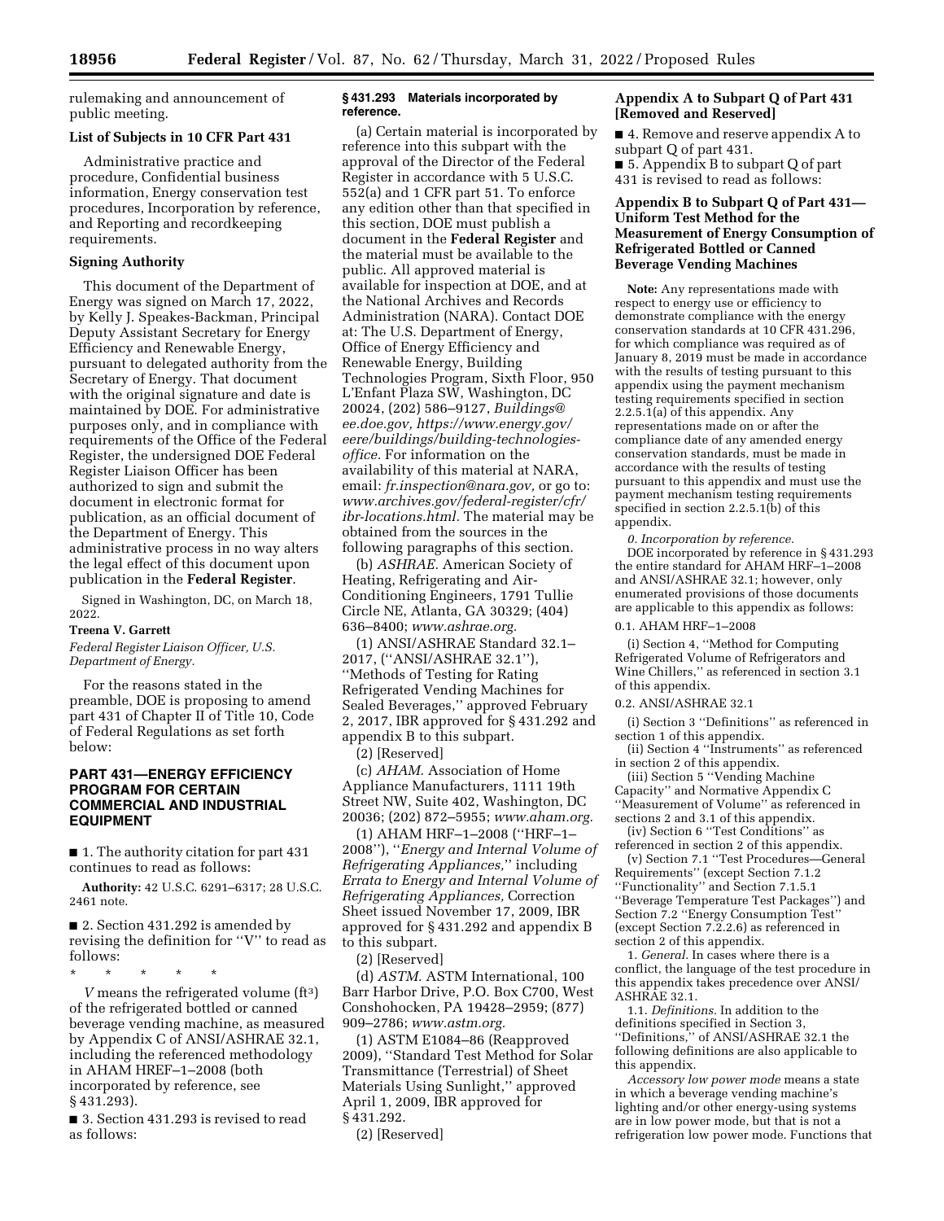rulemaking and announcement of public meeting.

**List of Subjects in 10 CFR Part 431**

Administrative practice and procedure, Confidential business information, Energy conservation test procedures, Incorporation by reference, and Reporting and recordkeeping requirements.

**Signing Authority**

This document of the Department of Energy was signed on March 17, 2022, by Kelly J. Speakes-Backman, Principal Deputy Assistant Secretary for Energy Efficiency and Renewable Energy, pursuant to delegated authority from the Secretary of Energy. That document with the original signature and date is maintained by DOE. For administrative purposes only, and in compliance with requirements of the Office of the Federal Register, the undersigned DOE Federal Register Liaison Officer has been authorized to sign and submit the document in electronic format for publication, as an official document of the Department of Energy. This administrative process in no way alters the legal effect of this document upon publication in the **Federal Register**.

Signed in Washington, DC, on March 18, 2022.

**Treena V. Garrett**

*Federal Register Liaison Officer, U.S. Department of Energy.*

For the reasons stated in the preamble, DOE is proposing to amend part 431 of Chapter II of Title 10, Code of Federal Regulations as set forth below:

## PART 431—ENERGY EFFICIENCY PROGRAM FOR CERTAIN COMMERCIAL AND INDUSTRIAL EQUIPMENT

■ 1. The authority citation for part 431 continues to read as follows:

**Authority:** 42 U.S.C. 6291–6317; 28 U.S.C. 2461 note.

■ 2. Section 431.292 is amended by revising the definition for "V" to read as follows:

\* \* \* \* \*

*V* means the refrigerated volume (ft$^3$) of the refrigerated bottled or canned beverage vending machine, as measured by Appendix C of ANSI/ASHRAE 32.1, including the referenced methodology in AHAM HREF–1–2008 (both incorporated by reference, see § 431.293).

■ 3. Section 431.293 is revised to read as follows:

**§ 431.293 Materials incorporated by reference.**

(a) Certain material is incorporated by reference into this subpart with the approval of the Director of the Federal Register in accordance with 5 U.S.C. 552(a) and 1 CFR part 51. To enforce any edition other than that specified in this section, DOE must publish a document in the **Federal Register** and the material must be available to the public. All approved material is available for inspection at DOE, and at the National Archives and Records Administration (NARA). Contact DOE at: The U.S. Department of Energy, Office of Energy Efficiency and Renewable Energy, Building Technologies Program, Sixth Floor, 950 L'Enfant Plaza SW, Washington, DC 20024, (202) 586–9127, *Buildings@ee.doe.gov, https://www.energy.gov/eere/buildings/building-technologies-office.* For information on the availability of this material at NARA, email: *fr.inspection@nara.gov,* or go to: *www.archives.gov/federal-register/cfr/ibr-locations.html.* The material may be obtained from the sources in the following paragraphs of this section.

(b) *ASHRAE.* American Society of Heating, Refrigerating and Air-Conditioning Engineers, 1791 Tullie Circle NE, Atlanta, GA 30329; (404) 636–8400; *www.ashrae.org.*

(1) ANSI/ASHRAE Standard 32.1–2017, ("ANSI/ASHRAE 32.1"), "Methods of Testing for Rating Refrigerated Vending Machines for Sealed Beverages," approved February 2, 2017, IBR approved for § 431.292 and appendix B to this subpart.

(2) [Reserved]

(c) *AHAM.* Association of Home Appliance Manufacturers, 1111 19th Street NW, Suite 402, Washington, DC 20036; (202) 872–5955; *www.aham.org.*

(1) AHAM HRF–1–2008 ("HRF–1–2008"), "*Energy and Internal Volume of Refrigerating Appliances,*" including *Errata to Energy and Internal Volume of Refrigerating Appliances,* Correction Sheet issued November 17, 2009, IBR approved for § 431.292 and appendix B to this subpart.

(2) [Reserved]

(d) *ASTM.* ASTM International, 100 Barr Harbor Drive, P.O. Box C700, West Conshohocken, PA 19428–2959; (877) 909–2786; *www.astm.org.*

(1) ASTM E1084–86 (Reapproved 2009), "Standard Test Method for Solar Transmittance (Terrestrial) of Sheet Materials Using Sunlight," approved April 1, 2009, IBR approved for § 431.292.

(2) [Reserved]

### Appendix A to Subpart Q of Part 431 [Removed and Reserved]

■ 4. Remove and reserve appendix A to subpart Q of part 431.

■ 5. Appendix B to subpart Q of part 431 is revised to read as follows:

### Appendix B to Subpart Q of Part 431—Uniform Test Method for the Measurement of Energy Consumption of Refrigerated Bottled or Canned Beverage Vending Machines

**Note:** Any representations made with respect to energy use or efficiency to demonstrate compliance with the energy conservation standards at 10 CFR 431.296, for which compliance was required as of January 8, 2019 must be made in accordance with the results of testing pursuant to this appendix using the payment mechanism testing requirements specified in section 2.2.5.1(a) of this appendix. Any representations made on or after the compliance date of any amended energy conservation standards, must be made in accordance with the results of testing pursuant to this appendix and must use the payment mechanism testing requirements specified in section 2.2.5.1(b) of this appendix.

*0. Incorporation by reference.*

DOE incorporated by reference in § 431.293 the entire standard for AHAM HRF–1–2008 and ANSI/ASHRAE 32.1; however, only enumerated provisions of those documents are applicable to this appendix as follows:

0.1. AHAM HRF–1–2008

(i) Section 4, "Method for Computing Refrigerated Volume of Refrigerators and Wine Chillers," as referenced in section 3.1 of this appendix.

0.2. ANSI/ASHRAE 32.1

(i) Section 3 "Definitions" as referenced in section 1 of this appendix.

(ii) Section 4 "Instruments" as referenced in section 2 of this appendix.

(iii) Section 5 "Vending Machine Capacity" and Normative Appendix C "Measurement of Volume" as referenced in sections 2 and 3.1 of this appendix.

(iv) Section 6 "Test Conditions" as referenced in section 2 of this appendix.

(v) Section 7.1 "Test Procedures—General Requirements" (except Section 7.1.2 "Functionality" and Section 7.1.5.1 "Beverage Temperature Test Packages") and Section 7.2 "Energy Consumption Test" (except Section 7.2.2.6) as referenced in section 2 of this appendix.

1. *General.* In cases where there is a conflict, the language of the test procedure in this appendix takes precedence over ANSI/ASHRAE 32.1.

1.1. *Definitions.* In addition to the definitions specified in Section 3, "Definitions," of ANSI/ASHRAE 32.1 the following definitions are also applicable to this appendix.

*Accessory low power mode* means a state in which a beverage vending machine's lighting and/or other energy-using systems are in low power mode, but that is not a refrigeration low power mode. Functions that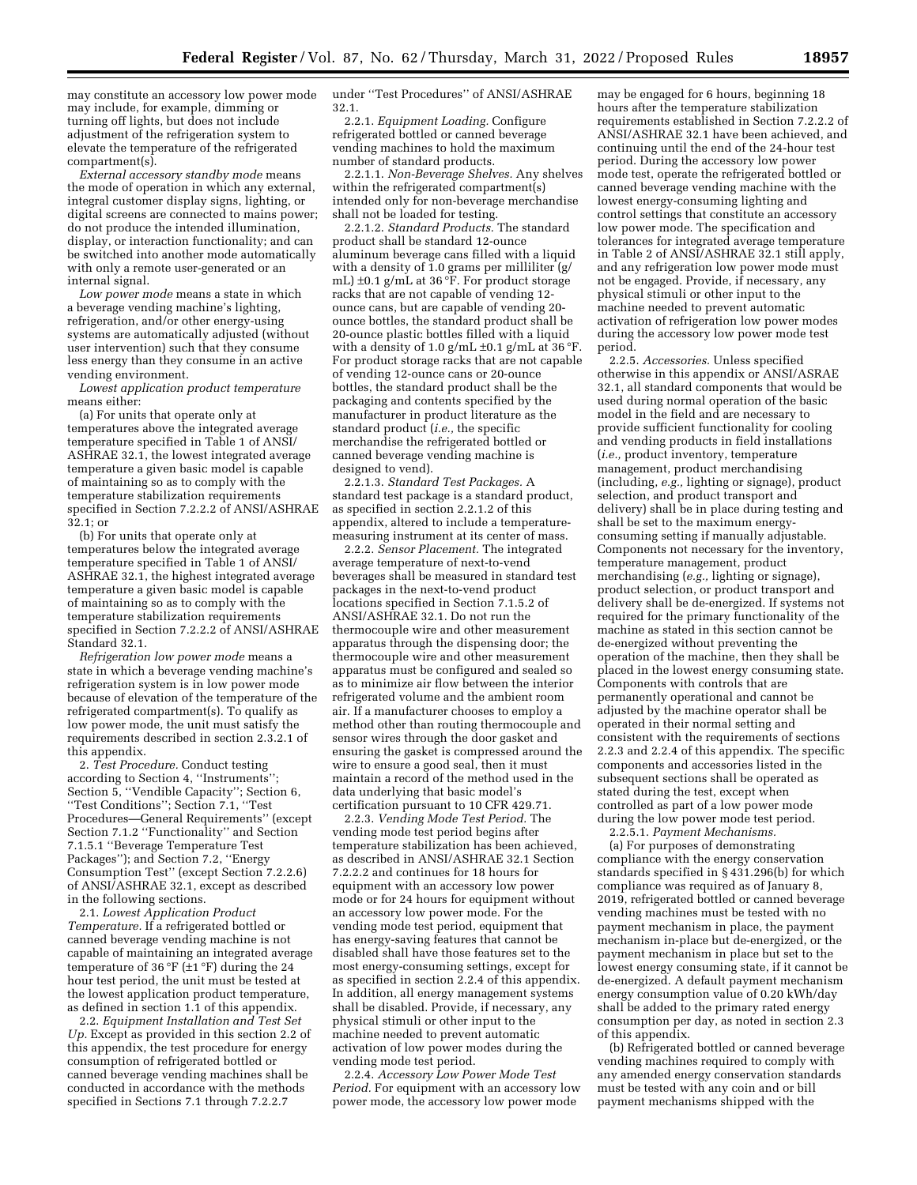may constitute an accessory low power mode may include, for example, dimming or turning off lights, but does not include adjustment of the refrigeration system to elevate the temperature of the refrigerated compartment(s).

*External accessory standby mode* means the mode of operation in which any external, integral customer display signs, lighting, or digital screens are connected to mains power; do not produce the intended illumination, display, or interaction functionality; and can be switched into another mode automatically with only a remote user-generated or an internal signal.

*Low power mode* means a state in which a beverage vending machine's lighting, refrigeration, and/or other energy-using systems are automatically adjusted (without user intervention) such that they consume less energy than they consume in an active vending environment.

*Lowest application product temperature* means either:

(a) For units that operate only at temperatures above the integrated average temperature specified in Table 1 of ANSI/ASHRAE 32.1, the lowest integrated average temperature a given basic model is capable of maintaining so as to comply with the temperature stabilization requirements specified in Section 7.2.2.2 of ANSI/ASHRAE 32.1; or

(b) For units that operate only at temperatures below the integrated average temperature specified in Table 1 of ANSI/ASHRAE 32.1, the highest integrated average temperature a given basic model is capable of maintaining so as to comply with the temperature stabilization requirements specified in Section 7.2.2.2 of ANSI/ASHRAE Standard 32.1.

*Refrigeration low power mode* means a state in which a beverage vending machine's refrigeration system is in low power mode because of elevation of the temperature of the refrigerated compartment(s). To qualify as low power mode, the unit must satisfy the requirements described in section 2.3.2.1 of this appendix.

2. *Test Procedure.* Conduct testing according to Section 4, "Instruments"; Section 5, "Vendible Capacity"; Section 6, "Test Conditions"; Section 7.1, "Test Procedures—General Requirements" (except Section 7.1.2 "Functionality" and Section 7.1.5.1 "Beverage Temperature Test Packages"); and Section 7.2, "Energy Consumption Test" (except Section 7.2.2.6) of ANSI/ASHRAE 32.1, except as described in the following sections.

2.1. *Lowest Application Product Temperature.* If a refrigerated bottled or canned beverage vending machine is not capable of maintaining an integrated average temperature of 36 °F (±1 °F) during the 24 hour test period, the unit must be tested at the lowest application product temperature, as defined in section 1.1 of this appendix.

2.2. *Equipment Installation and Test Set Up.* Except as provided in this section 2.2 of this appendix, the test procedure for energy consumption of refrigerated bottled or canned beverage vending machines shall be conducted in accordance with the methods specified in Sections 7.1 through 7.2.2.7 under "Test Procedures" of ANSI/ASHRAE 32.1.

2.2.1. *Equipment Loading.* Configure refrigerated bottled or canned beverage vending machines to hold the maximum number of standard products.

2.2.1.1. *Non-Beverage Shelves.* Any shelves within the refrigerated compartment(s) intended only for non-beverage merchandise shall not be loaded for testing.

2.2.1.2. *Standard Products.* The standard product shall be standard 12-ounce aluminum beverage cans filled with a liquid with a density of 1.0 grams per milliliter (g/mL) ±0.1 g/mL at 36 °F. For product storage racks that are not capable of vending 12-ounce cans, but are capable of vending 20-ounce bottles, the standard product shall be 20-ounce plastic bottles filled with a liquid with a density of 1.0 g/mL ±0.1 g/mL at 36 °F. For product storage racks that are not capable of vending 12-ounce cans or 20-ounce bottles, the standard product shall be the packaging and contents specified by the manufacturer in product literature as the standard product (*i.e.,* the specific merchandise the refrigerated bottled or canned beverage vending machine is designed to vend).

2.2.1.3. *Standard Test Packages.* A standard test package is a standard product, as specified in section 2.2.1.2 of this appendix, altered to include a temperature-measuring instrument at its center of mass.

2.2.2. *Sensor Placement.* The integrated average temperature of next-to-vend beverages shall be measured in standard test packages in the next-to-vend product locations specified in Section 7.1.5.2 of ANSI/ASHRAE 32.1. Do not run the thermocouple wire and other measurement apparatus through the dispensing door; the thermocouple wire and other measurement apparatus must be configured and sealed so as to minimize air flow between the interior refrigerated volume and the ambient room air. If a manufacturer chooses to employ a method other than routing thermocouple and sensor wires through the door gasket and ensuring the gasket is compressed around the wire to ensure a good seal, then it must maintain a record of the method used in the data underlying that basic model's certification pursuant to 10 CFR 429.71.

2.2.3. *Vending Mode Test Period.* The vending mode test period begins after temperature stabilization has been achieved, as described in ANSI/ASHRAE 32.1 Section 7.2.2.2 and continues for 18 hours for equipment with an accessory low power mode or for 24 hours for equipment without an accessory low power mode. For the vending mode test period, equipment that has energy-saving features that cannot be disabled shall have those features set to the most energy-consuming settings, except for as specified in section 2.2.4 of this appendix. In addition, all energy management systems shall be disabled. Provide, if necessary, any physical stimuli or other input to the machine needed to prevent automatic activation of low power modes during the vending mode test period.

2.2.4. *Accessory Low Power Mode Test Period.* For equipment with an accessory low power mode, the accessory low power mode may be engaged for 6 hours, beginning 18 hours after the temperature stabilization requirements established in Section 7.2.2.2 of ANSI/ASHRAE 32.1 have been achieved, and continuing until the end of the 24-hour test period. During the accessory low power mode test, operate the refrigerated bottled or canned beverage vending machine with the lowest energy-consuming lighting and control settings that constitute an accessory low power mode. The specification and tolerances for integrated average temperature in Table 2 of ANSI/ASHRAE 32.1 still apply, and any refrigeration low power mode must not be engaged. Provide, if necessary, any physical stimuli or other input to the machine needed to prevent automatic activation of refrigeration low power modes during the accessory low power mode test period.

2.2.5. *Accessories.* Unless specified otherwise in this appendix or ANSI/ASRAE 32.1, all standard components that would be used during normal operation of the basic model in the field and are necessary to provide sufficient functionality for cooling and vending products in field installations (*i.e.,* product inventory, temperature management, product merchandising (including, *e.g.,* lighting or signage), product selection, and product transport and delivery) shall be in place during testing and shall be set to the maximum energy-consuming setting if manually adjustable. Components not necessary for the inventory, temperature management, product merchandising (*e.g.,* lighting or signage), product selection, or product transport and delivery shall be de-energized. If systems not required for the primary functionality of the machine as stated in this section cannot be de-energized without preventing the operation of the machine, then they shall be placed in the lowest energy consuming state. Components with controls that are permanently operational and cannot be adjusted by the machine operator shall be operated in their normal setting and consistent with the requirements of sections 2.2.3 and 2.2.4 of this appendix. The specific components and accessories listed in the subsequent sections shall be operated as stated during the test, except when controlled as part of a low power mode during the low power mode test period.

2.2.5.1. *Payment Mechanisms.*

(a) For purposes of demonstrating compliance with the energy conservation standards specified in § 431.296(b) for which compliance was required as of January 8, 2019, refrigerated bottled or canned beverage vending machines must be tested with no payment mechanism in place, the payment mechanism in-place but de-energized, or the payment mechanism in place but set to the lowest energy consuming state, if it cannot be de-energized. A default payment mechanism energy consumption value of 0.20 kWh/day shall be added to the primary rated energy consumption per day, as noted in section 2.3 of this appendix.

(b) Refrigerated bottled or canned beverage vending machines required to comply with any amended energy conservation standards must be tested with any coin and or bill payment mechanisms shipped with the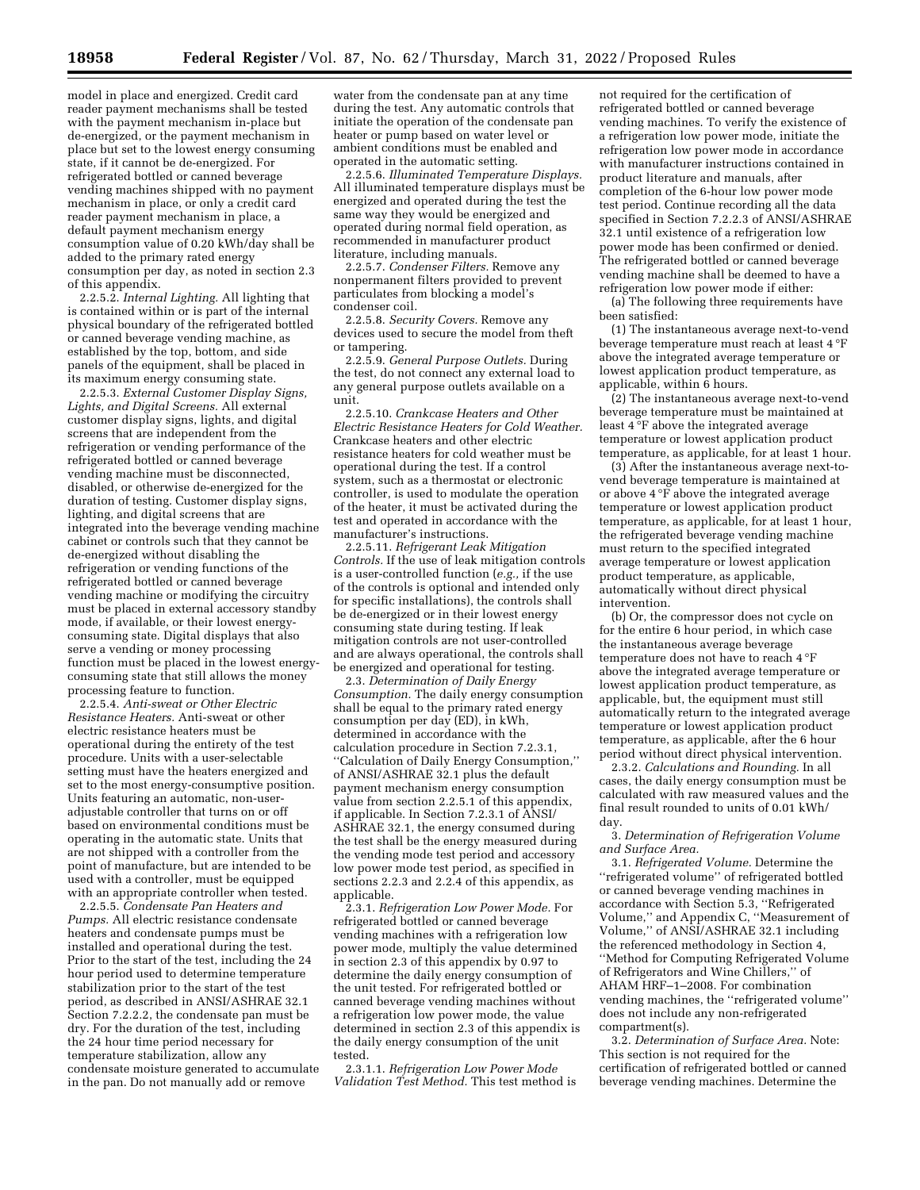model in place and energized. Credit card reader payment mechanisms shall be tested with the payment mechanism in-place but de-energized, or the payment mechanism in place but set to the lowest energy consuming state, if it cannot be de-energized. For refrigerated bottled or canned beverage vending machines shipped with no payment mechanism in place, or only a credit card reader payment mechanism in place, a default payment mechanism energy consumption value of 0.20 kWh/day shall be added to the primary rated energy consumption per day, as noted in section 2.3 of this appendix.

2.2.5.2. *Internal Lighting.* All lighting that is contained within or is part of the internal physical boundary of the refrigerated bottled or canned beverage vending machine, as established by the top, bottom, and side panels of the equipment, shall be placed in its maximum energy consuming state.

2.2.5.3. *External Customer Display Signs, Lights, and Digital Screens.* All external customer display signs, lights, and digital screens that are independent from the refrigeration or vending performance of the refrigerated bottled or canned beverage vending machine must be disconnected, disabled, or otherwise de-energized for the duration of testing. Customer display signs, lighting, and digital screens that are integrated into the beverage vending machine cabinet or controls such that they cannot be de-energized without disabling the refrigeration or vending functions of the refrigerated bottled or canned beverage vending machine or modifying the circuitry must be placed in external accessory standby mode, if available, or their lowest energy-consuming state. Digital displays that also serve a vending or money processing function must be placed in the lowest energy-consuming state that still allows the money processing feature to function.

2.2.5.4. *Anti-sweat or Other Electric Resistance Heaters.* Anti-sweat or other electric resistance heaters must be operational during the entirety of the test procedure. Units with a user-selectable setting must have the heaters energized and set to the most energy-consumptive position. Units featuring an automatic, non-user-adjustable controller that turns on or off based on environmental conditions must be operating in the automatic state. Units that are not shipped with a controller from the point of manufacture, but are intended to be used with a controller, must be equipped with an appropriate controller when tested.

2.2.5.5. *Condensate Pan Heaters and Pumps.* All electric resistance condensate heaters and condensate pumps must be installed and operational during the test. Prior to the start of the test, including the 24 hour period used to determine temperature stabilization prior to the start of the test period, as described in ANSI/ASHRAE 32.1 Section 7.2.2.2, the condensate pan must be dry. For the duration of the test, including the 24 hour time period necessary for temperature stabilization, allow any condensate moisture generated to accumulate in the pan. Do not manually add or remove water from the condensate pan at any time during the test. Any automatic controls that initiate the operation of the condensate pan heater or pump based on water level or ambient conditions must be enabled and operated in the automatic setting.

2.2.5.6. *Illuminated Temperature Displays.* All illuminated temperature displays must be energized and operated during the test the same way they would be energized and operated during normal field operation, as recommended in manufacturer product literature, including manuals.

2.2.5.7. *Condenser Filters.* Remove any nonpermanent filters provided to prevent particulates from blocking a model's condenser coil.

2.2.5.8. *Security Covers.* Remove any devices used to secure the model from theft or tampering.

2.2.5.9. *General Purpose Outlets.* During the test, do not connect any external load to any general purpose outlets available on a unit.

2.2.5.10. *Crankcase Heaters and Other Electric Resistance Heaters for Cold Weather.* Crankcase heaters and other electric resistance heaters for cold weather must be operational during the test. If a control system, such as a thermostat or electronic controller, is used to modulate the operation of the heater, it must be activated during the test and operated in accordance with the manufacturer's instructions.

2.2.5.11. *Refrigerant Leak Mitigation Controls.* If the use of leak mitigation controls is a user-controlled function (*e.g.,* if the use of the controls is optional and intended only for specific installations), the controls shall be de-energized or in their lowest energy consuming state during testing. If leak mitigation controls are not user-controlled and are always operational, the controls shall be energized and operational for testing.

2.3. *Determination of Daily Energy Consumption.* The daily energy consumption shall be equal to the primary rated energy consumption per day (ED), in kWh, determined in accordance with the calculation procedure in Section 7.2.3.1, "Calculation of Daily Energy Consumption," of ANSI/ASHRAE 32.1 plus the default payment mechanism energy consumption value from section 2.2.5.1 of this appendix, if applicable. In Section 7.2.3.1 of ANSI/ASHRAE 32.1, the energy consumed during the test shall be the energy measured during the vending mode test period and accessory low power mode test period, as specified in sections 2.2.3 and 2.2.4 of this appendix, as applicable.

2.3.1. *Refrigeration Low Power Mode.* For refrigerated bottled or canned beverage vending machines with a refrigeration low power mode, multiply the value determined in section 2.3 of this appendix by 0.97 to determine the daily energy consumption of the unit tested. For refrigerated bottled or canned beverage vending machines without a refrigeration low power mode, the value determined in section 2.3 of this appendix is the daily energy consumption of the unit tested.

2.3.1.1. *Refrigeration Low Power Mode Validation Test Method.* This test method is not required for the certification of refrigerated bottled or canned beverage vending machines. To verify the existence of a refrigeration low power mode, initiate the refrigeration low power mode in accordance with manufacturer instructions contained in product literature and manuals, after completion of the 6-hour low power mode test period. Continue recording all the data specified in Section 7.2.2.3 of ANSI/ASHRAE 32.1 until existence of a refrigeration low power mode has been confirmed or denied. The refrigerated bottled or canned beverage vending machine shall be deemed to have a refrigeration low power mode if either:

(a) The following three requirements have been satisfied:

(1) The instantaneous average next-to-vend beverage temperature must reach at least 4 °F above the integrated average temperature or lowest application product temperature, as applicable, within 6 hours.

(2) The instantaneous average next-to-vend beverage temperature must be maintained at least 4 °F above the integrated average temperature or lowest application product temperature, as applicable, for at least 1 hour.

(3) After the instantaneous average next-to-vend beverage temperature is maintained at or above 4 °F above the integrated average temperature or lowest application product temperature, as applicable, for at least 1 hour, the refrigerated beverage vending machine must return to the specified integrated average temperature or lowest application product temperature, as applicable, automatically without direct physical intervention.

(b) Or, the compressor does not cycle on for the entire 6 hour period, in which case the instantaneous average beverage temperature does not have to reach 4 °F above the integrated average temperature or lowest application product temperature, as applicable, but, the equipment must still automatically return to the integrated average temperature or lowest application product temperature, as applicable, after the 6 hour period without direct physical intervention.

2.3.2. *Calculations and Rounding.* In all cases, the daily energy consumption must be calculated with raw measured values and the final result rounded to units of 0.01 kWh/day.

3. *Determination of Refrigeration Volume and Surface Area.*

3.1. *Refrigerated Volume.* Determine the "refrigerated volume" of refrigerated bottled or canned beverage vending machines in accordance with Section 5.3, "Refrigerated Volume," and Appendix C, "Measurement of Volume," of ANSI/ASHRAE 32.1 including the referenced methodology in Section 4, "Method for Computing Refrigerated Volume of Refrigerators and Wine Chillers," of AHAM HRF–1–2008. For combination vending machines, the "refrigerated volume" does not include any non-refrigerated compartment(s).

3.2. *Determination of Surface Area.* Note: This section is not required for the certification of refrigerated bottled or canned beverage vending machines. Determine the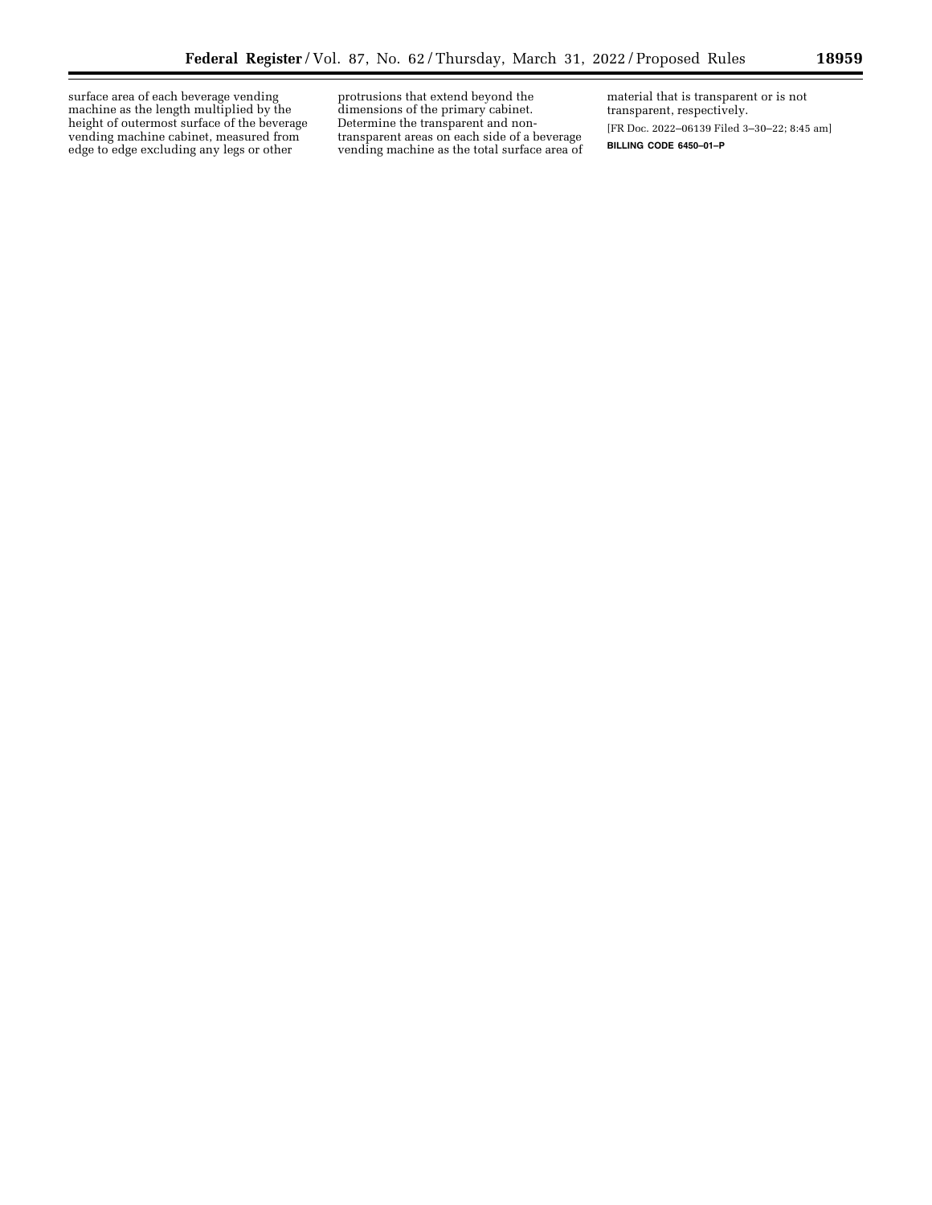surface area of each beverage vending machine as the length multiplied by the height of outermost surface of the beverage vending machine cabinet, measured from edge to edge excluding any legs or other protrusions that extend beyond the dimensions of the primary cabinet. Determine the transparent and non-transparent areas on each side of a beverage vending machine as the total surface area of material that is transparent or is not transparent, respectively.

[FR Doc. 2022–06139 Filed 3–30–22; 8:45 am]

**BILLING CODE 6450–01–P**